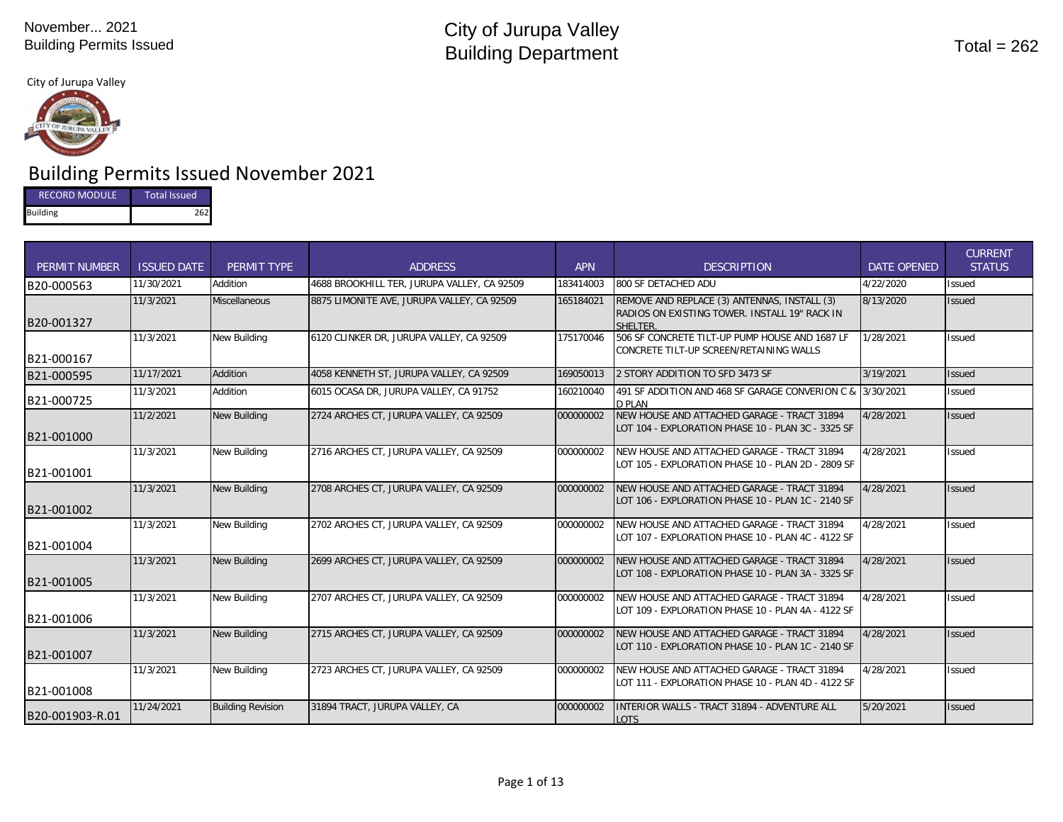November... 2021
Building Permits Issued

# City of Jurupa Valley
# Building Department

Total = 262

City of Jurupa Valley

## Building Permits Issued November 2021

| RECORD MODULE | Total Issued |
|---|---|
| Building | 262 |

| PERMIT NUMBER | ISSUED DATE | PERMIT TYPE | ADDRESS | APN | DESCRIPTION | DATE OPENED | CURRENT STATUS |
|---|---|---|---|---|---|---|---|
| B20-000563 | 11/30/2021 | Addition | 4688 BROOKHILL TER, JURUPA VALLEY, CA 92509 | 183414003 | 800 SF DETACHED ADU | 4/22/2020 | Issued |
| B20-001327 | 11/3/2021 | Miscellaneous | 8875 LIMONITE AVE, JURUPA VALLEY, CA 92509 | 165184021 | REMOVE AND REPLACE (3) ANTENNAS, INSTALL (3) RADIOS ON EXISTING TOWER. INSTALL 19" RACK IN SHELTER. | 8/13/2020 | Issued |
| B21-000167 | 11/3/2021 | New Building | 6120 CLINKER DR, JURUPA VALLEY, CA 92509 | 175170046 | 506 SF CONCRETE TILT-UP PUMP HOUSE AND 1687 LF CONCRETE TILT-UP SCREEN/RETAINING WALLS | 1/28/2021 | Issued |
| B21-000595 | 11/17/2021 | Addition | 4058 KENNETH ST, JURUPA VALLEY, CA 92509 | 169050013 | 2 STORY ADDITION TO SFD 3473 SF | 3/19/2021 | Issued |
| B21-000725 | 11/3/2021 | Addition | 6015 OCASA DR, JURUPA VALLEY, CA 91752 | 160210040 | 491 SF ADDITION AND 468 SF GARAGE CONVERION C & D PLAN | 3/30/2021 | Issued |
| B21-001000 | 11/2/2021 | New Building | 2724 ARCHES CT, JURUPA VALLEY, CA 92509 | 000000002 | NEW HOUSE AND ATTACHED GARAGE - TRACT 31894 LOT 104 - EXPLORATION PHASE 10 - PLAN 3C - 3325 SF | 4/28/2021 | Issued |
| B21-001001 | 11/3/2021 | New Building | 2716 ARCHES CT, JURUPA VALLEY, CA 92509 | 000000002 | NEW HOUSE AND ATTACHED GARAGE - TRACT 31894 LOT 105 - EXPLORATION PHASE 10 - PLAN 2D - 2809 SF | 4/28/2021 | Issued |
| B21-001002 | 11/3/2021 | New Building | 2708 ARCHES CT, JURUPA VALLEY, CA 92509 | 000000002 | NEW HOUSE AND ATTACHED GARAGE - TRACT 31894 LOT 106 - EXPLORATION PHASE 10 - PLAN 1C - 2140 SF | 4/28/2021 | Issued |
| B21-001004 | 11/3/2021 | New Building | 2702 ARCHES CT, JURUPA VALLEY, CA 92509 | 000000002 | NEW HOUSE AND ATTACHED GARAGE - TRACT 31894 LOT 107 - EXPLORATION PHASE 10 - PLAN 4C - 4122 SF | 4/28/2021 | Issued |
| B21-001005 | 11/3/2021 | New Building | 2699 ARCHES CT, JURUPA VALLEY, CA 92509 | 000000002 | NEW HOUSE AND ATTACHED GARAGE - TRACT 31894 LOT 108 - EXPLORATION PHASE 10 - PLAN 3A - 3325 SF | 4/28/2021 | Issued |
| B21-001006 | 11/3/2021 | New Building | 2707 ARCHES CT, JURUPA VALLEY, CA 92509 | 000000002 | NEW HOUSE AND ATTACHED GARAGE - TRACT 31894 LOT 109 - EXPLORATION PHASE 10 - PLAN 4A - 4122 SF | 4/28/2021 | Issued |
| B21-001007 | 11/3/2021 | New Building | 2715 ARCHES CT, JURUPA VALLEY, CA 92509 | 000000002 | NEW HOUSE AND ATTACHED GARAGE - TRACT 31894 LOT 110 - EXPLORATION PHASE 10 - PLAN 1C - 2140 SF | 4/28/2021 | Issued |
| B21-001008 | 11/3/2021 | New Building | 2723 ARCHES CT, JURUPA VALLEY, CA 92509 | 000000002 | NEW HOUSE AND ATTACHED GARAGE - TRACT 31894 LOT 111 - EXPLORATION PHASE 10 - PLAN 4D - 4122 SF | 4/28/2021 | Issued |
| B20-001903-R.01 | 11/24/2021 | Building Revision | 31894 TRACT, JURUPA VALLEY, CA | 000000002 | INTERIOR WALLS - TRACT 31894 - ADVENTURE ALL LOTS | 5/20/2021 | Issued |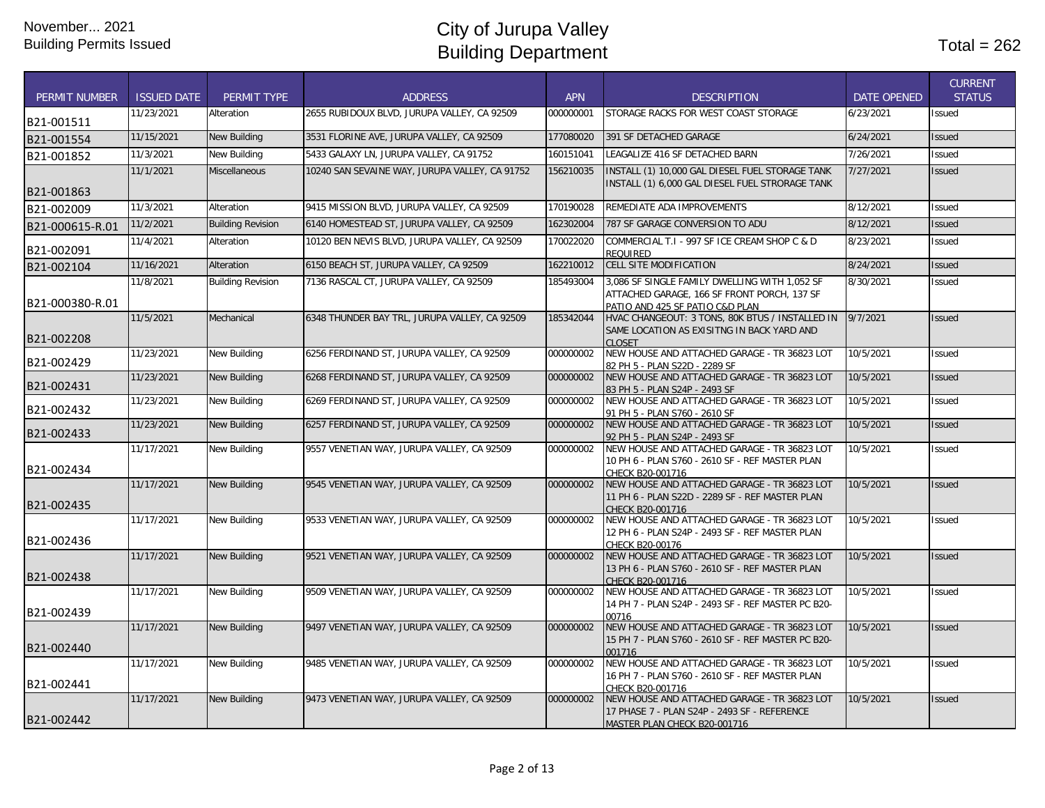November... 2021
Building Permits Issued

# City of Jurupa Valley
# Building Department

Total = 262

| PERMIT NUMBER | ISSUED DATE | PERMIT TYPE | ADDRESS | APN | DESCRIPTION | DATE OPENED | CURRENT STATUS |
|---|---|---|---|---|---|---|---|
| B21-001511 | 11/23/2021 | Alteration | 2655 RUBIDOUX BLVD, JURUPA VALLEY, CA 92509 | 000000001 | STORAGE RACKS FOR WEST COAST STORAGE | 6/23/2021 | Issued |
| B21-001554 | 11/15/2021 | New Building | 3531 FLORINE AVE, JURUPA VALLEY, CA 92509 | 177080020 | 391 SF DETACHED GARAGE | 6/24/2021 | Issued |
| B21-001852 | 11/3/2021 | New Building | 5433 GALAXY LN, JURUPA VALLEY, CA 91752 | 160151041 | LEAGALIZE 416 SF DETACHED BARN | 7/26/2021 | Issued |
| B21-001863 | 11/1/2021 | Miscellaneous | 10240 SAN SEVAINE WAY, JURUPA VALLEY, CA 91752 | 156210035 | INSTALL (1) 10,000 GAL DIESEL FUEL STORAGE TANK INSTALL (1) 6,000 GAL DIESEL FUEL STRORAGE TANK | 7/27/2021 | Issued |
| B21-002009 | 11/3/2021 | Alteration | 9415 MISSION BLVD, JURUPA VALLEY, CA 92509 | 170190028 | REMEDIATE ADA IMPROVEMENTS | 8/12/2021 | Issued |
| B21-000615-R.01 | 11/2/2021 | Building Revision | 6140 HOMESTEAD ST, JURUPA VALLEY, CA 92509 | 162302004 | 787 SF GARAGE CONVERSION TO ADU | 8/12/2021 | Issued |
| B21-002091 | 11/4/2021 | Alteration | 10120 BEN NEVIS BLVD, JURUPA VALLEY, CA 92509 | 170022020 | COMMERCIAL T.I - 997 SF ICE CREAM SHOP C & D REQUIRED | 8/23/2021 | Issued |
| B21-002104 | 11/16/2021 | Alteration | 6150 BEACH ST, JURUPA VALLEY, CA 92509 | 162210012 | CELL SITE MODIFICATION | 8/24/2021 | Issued |
| B21-000380-R.01 | 11/8/2021 | Building Revision | 7136 RASCAL CT, JURUPA VALLEY, CA 92509 | 185493004 | 3,086 SF SINGLE FAMILY DWELLING WITH 1,052 SF ATTACHED GARAGE, 166 SF FRONT PORCH, 137 SF PATIO AND 425 SF PATIO C&D PLAN | 8/30/2021 | Issued |
| B21-002208 | 11/5/2021 | Mechanical | 6348 THUNDER BAY TRL, JURUPA VALLEY, CA 92509 | 185342044 | HVAC CHANGEOUT: 3 TONS, 80K BTUS / INSTALLED IN SAME LOCATION AS EXISITNG IN BACK YARD AND CLOSET | 9/7/2021 | Issued |
| B21-002429 | 11/23/2021 | New Building | 6256 FERDINAND ST, JURUPA VALLEY, CA 92509 | 000000002 | NEW HOUSE AND ATTACHED GARAGE - TR 36823 LOT 82 PH 5 - PLAN S22D - 2289 SF | 10/5/2021 | Issued |
| B21-002431 | 11/23/2021 | New Building | 6268 FERDINAND ST, JURUPA VALLEY, CA 92509 | 000000002 | NEW HOUSE AND ATTACHED GARAGE - TR 36823 LOT 83 PH 5 - PLAN S24P - 2493 SF | 10/5/2021 | Issued |
| B21-002432 | 11/23/2021 | New Building | 6269 FERDINAND ST, JURUPA VALLEY, CA 92509 | 000000002 | NEW HOUSE AND ATTACHED GARAGE - TR 36823 LOT 91 PH 5 - PLAN S760 - 2610 SF | 10/5/2021 | Issued |
| B21-002433 | 11/23/2021 | New Building | 6257 FERDINAND ST, JURUPA VALLEY, CA 92509 | 000000002 | NEW HOUSE AND ATTACHED GARAGE - TR 36823 LOT 92 PH 5 - PLAN S24P - 2493 SF | 10/5/2021 | Issued |
| B21-002434 | 11/17/2021 | New Building | 9557 VENETIAN WAY, JURUPA VALLEY, CA 92509 | 000000002 | NEW HOUSE AND ATTACHED GARAGE - TR 36823 LOT 10 PH 6 - PLAN S760 - 2610 SF - REF MASTER PLAN CHECK B20-001716 | 10/5/2021 | Issued |
| B21-002435 | 11/17/2021 | New Building | 9545 VENETIAN WAY, JURUPA VALLEY, CA 92509 | 000000002 | NEW HOUSE AND ATTACHED GARAGE - TR 36823 LOT 11 PH 6 - PLAN S22D - 2289 SF - REF MASTER PLAN CHECK B20-001716 | 10/5/2021 | Issued |
| B21-002436 | 11/17/2021 | New Building | 9533 VENETIAN WAY, JURUPA VALLEY, CA 92509 | 000000002 | NEW HOUSE AND ATTACHED GARAGE - TR 36823 LOT 12 PH 6 - PLAN S24P - 2493 SF - REF MASTER PLAN CHECK B20-00176 | 10/5/2021 | Issued |
| B21-002438 | 11/17/2021 | New Building | 9521 VENETIAN WAY, JURUPA VALLEY, CA 92509 | 000000002 | NEW HOUSE AND ATTACHED GARAGE - TR 36823 LOT 13 PH 6 - PLAN S760 - 2610 SF - REF MASTER PLAN CHECK B20-001716 | 10/5/2021 | Issued |
| B21-002439 | 11/17/2021 | New Building | 9509 VENETIAN WAY, JURUPA VALLEY, CA 92509 | 000000002 | NEW HOUSE AND ATTACHED GARAGE - TR 36823 LOT 14 PH 7 - PLAN S24P - 2493 SF - REF MASTER PC B20-00716 | 10/5/2021 | Issued |
| B21-002440 | 11/17/2021 | New Building | 9497 VENETIAN WAY, JURUPA VALLEY, CA 92509 | 000000002 | NEW HOUSE AND ATTACHED GARAGE - TR 36823 LOT 15 PH 7 - PLAN S760 - 2610 SF - REF MASTER PC B20-001716 | 10/5/2021 | Issued |
| B21-002441 | 11/17/2021 | New Building | 9485 VENETIAN WAY, JURUPA VALLEY, CA 92509 | 000000002 | NEW HOUSE AND ATTACHED GARAGE - TR 36823 LOT 16 PH 7 - PLAN S760 - 2610 SF - REF MASTER PLAN CHECK B20-001716 | 10/5/2021 | Issued |
| B21-002442 | 11/17/2021 | New Building | 9473 VENETIAN WAY, JURUPA VALLEY, CA 92509 | 000000002 | NEW HOUSE AND ATTACHED GARAGE - TR 36823 LOT 17 PHASE 7 - PLAN S24P - 2493 SF - REFERENCE MASTER PLAN CHECK B20-001716 | 10/5/2021 | Issued |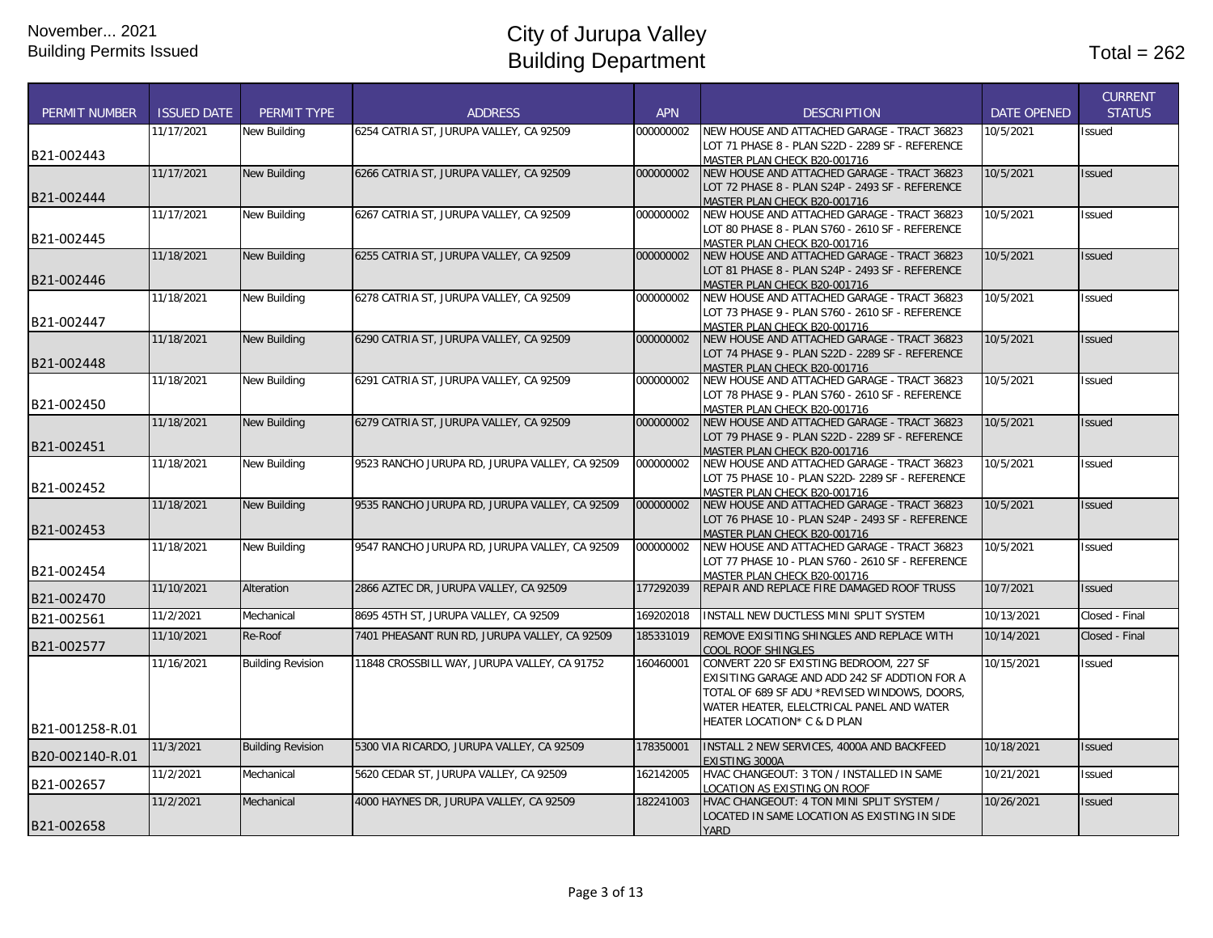November... 2021
Building Permits Issued

# City of Jurupa Valley
# Building Department

Total = 262

| PERMIT NUMBER | ISSUED DATE | PERMIT TYPE | ADDRESS | APN | DESCRIPTION | DATE OPENED | CURRENT STATUS |
|---|---|---|---|---|---|---|---|
| B21-002443 | 11/17/2021 | New Building | 6254 CATRIA ST, JURUPA VALLEY, CA 92509 | 000000002 | NEW HOUSE AND ATTACHED GARAGE - TRACT 36823 LOT 71 PHASE 8 - PLAN S22D - 2289 SF - REFERENCE MASTER PLAN CHECK B20-001716 | 10/5/2021 | Issued |
| B21-002444 | 11/17/2021 | New Building | 6266 CATRIA ST, JURUPA VALLEY, CA 92509 | 000000002 | NEW HOUSE AND ATTACHED GARAGE - TRACT 36823 LOT 72 PHASE 8 - PLAN S24P - 2493 SF - REFERENCE MASTER PLAN CHECK B20-001716 | 10/5/2021 | Issued |
| B21-002445 | 11/17/2021 | New Building | 6267 CATRIA ST, JURUPA VALLEY, CA 92509 | 000000002 | NEW HOUSE AND ATTACHED GARAGE - TRACT 36823 LOT 80 PHASE 8 - PLAN S760 - 2610 SF - REFERENCE MASTER PLAN CHECK B20-001716 | 10/5/2021 | Issued |
| B21-002446 | 11/18/2021 | New Building | 6255 CATRIA ST, JURUPA VALLEY, CA 92509 | 000000002 | NEW HOUSE AND ATTACHED GARAGE - TRACT 36823 LOT 81 PHASE 8 - PLAN S24P - 2493 SF - REFERENCE MASTER PLAN CHECK B20-001716 | 10/5/2021 | Issued |
| B21-002447 | 11/18/2021 | New Building | 6278 CATRIA ST, JURUPA VALLEY, CA 92509 | 000000002 | NEW HOUSE AND ATTACHED GARAGE - TRACT 36823 LOT 73 PHASE 9 - PLAN S760 - 2610 SF - REFERENCE MASTER PLAN CHECK B20-001716 | 10/5/2021 | Issued |
| B21-002448 | 11/18/2021 | New Building | 6290 CATRIA ST, JURUPA VALLEY, CA 92509 | 000000002 | NEW HOUSE AND ATTACHED GARAGE - TRACT 36823 LOT 74 PHASE 9 - PLAN S22D - 2289 SF - REFERENCE MASTER PLAN CHECK B20-001716 | 10/5/2021 | Issued |
| B21-002450 | 11/18/2021 | New Building | 6291 CATRIA ST, JURUPA VALLEY, CA 92509 | 000000002 | NEW HOUSE AND ATTACHED GARAGE - TRACT 36823 LOT 78 PHASE 9 - PLAN S760 - 2610 SF - REFERENCE MASTER PLAN CHECK B20-001716 | 10/5/2021 | Issued |
| B21-002451 | 11/18/2021 | New Building | 6279 CATRIA ST, JURUPA VALLEY, CA 92509 | 000000002 | NEW HOUSE AND ATTACHED GARAGE - TRACT 36823 LOT 79 PHASE 9 - PLAN S22D - 2289 SF - REFERENCE MASTER PLAN CHECK B20-001716 | 10/5/2021 | Issued |
| B21-002452 | 11/18/2021 | New Building | 9523 RANCHO JURUPA RD, JURUPA VALLEY, CA 92509 | 000000002 | NEW HOUSE AND ATTACHED GARAGE - TRACT 36823 LOT 75 PHASE 10 - PLAN S22D- 2289 SF - REFERENCE MASTER PLAN CHECK B20-001716 | 10/5/2021 | Issued |
| B21-002453 | 11/18/2021 | New Building | 9535 RANCHO JURUPA RD, JURUPA VALLEY, CA 92509 | 000000002 | NEW HOUSE AND ATTACHED GARAGE - TRACT 36823 LOT 76 PHASE 10 - PLAN S24P - 2493 SF - REFERENCE MASTER PLAN CHECK B20-001716 | 10/5/2021 | Issued |
| B21-002454 | 11/18/2021 | New Building | 9547 RANCHO JURUPA RD, JURUPA VALLEY, CA 92509 | 000000002 | NEW HOUSE AND ATTACHED GARAGE - TRACT 36823 LOT 77 PHASE 10 - PLAN S760 - 2610 SF - REFERENCE MASTER PLAN CHECK B20-001716 | 10/5/2021 | Issued |
| B21-002470 | 11/10/2021 | Alteration | 2866 AZTEC DR, JURUPA VALLEY, CA 92509 | 177292039 | REPAIR AND REPLACE FIRE DAMAGED ROOF TRUSS | 10/7/2021 | Issued |
| B21-002561 | 11/2/2021 | Mechanical | 8695 45TH ST, JURUPA VALLEY, CA 92509 | 169202018 | INSTALL NEW DUCTLESS MINI SPLIT SYSTEM | 10/13/2021 | Closed - Final |
| B21-002577 | 11/10/2021 | Re-Roof | 7401 PHEASANT RUN RD, JURUPA VALLEY, CA 92509 | 185331019 | REMOVE EXISITING SHINGLES AND REPLACE WITH COOL ROOF SHINGLES | 10/14/2021 | Closed - Final |
| B21-001258-R.01 | 11/16/2021 | Building Revision | 11848 CROSSBILL WAY, JURUPA VALLEY, CA 91752 | 160460001 | CONVERT 220 SF EXISTING BEDROOM, 227 SF EXISITING GARAGE AND ADD 242 SF ADDTION FOR A TOTAL OF 689 SF ADU *REVISED WINDOWS, DOORS, WATER HEATER, ELELCTRICAL PANEL AND WATER HEATER LOCATION* C & D PLAN | 10/15/2021 | Issued |
| B20-002140-R.01 | 11/3/2021 | Building Revision | 5300 VIA RICARDO, JURUPA VALLEY, CA 92509 | 178350001 | INSTALL 2 NEW SERVICES, 4000A AND BACKFEED EXISTING 3000A | 10/18/2021 | Issued |
| B21-002657 | 11/2/2021 | Mechanical | 5620 CEDAR ST, JURUPA VALLEY, CA 92509 | 162142005 | HVAC CHANGEOUT: 3 TON / INSTALLED IN SAME LOCATION AS EXISTING ON ROOF | 10/21/2021 | Issued |
| B21-002658 | 11/2/2021 | Mechanical | 4000 HAYNES DR, JURUPA VALLEY, CA 92509 | 182241003 | HVAC CHANGEOUT: 4 TON MINI SPLIT SYSTEM / LOCATED IN SAME LOCATION AS EXISTING IN SIDE YARD | 10/26/2021 | Issued |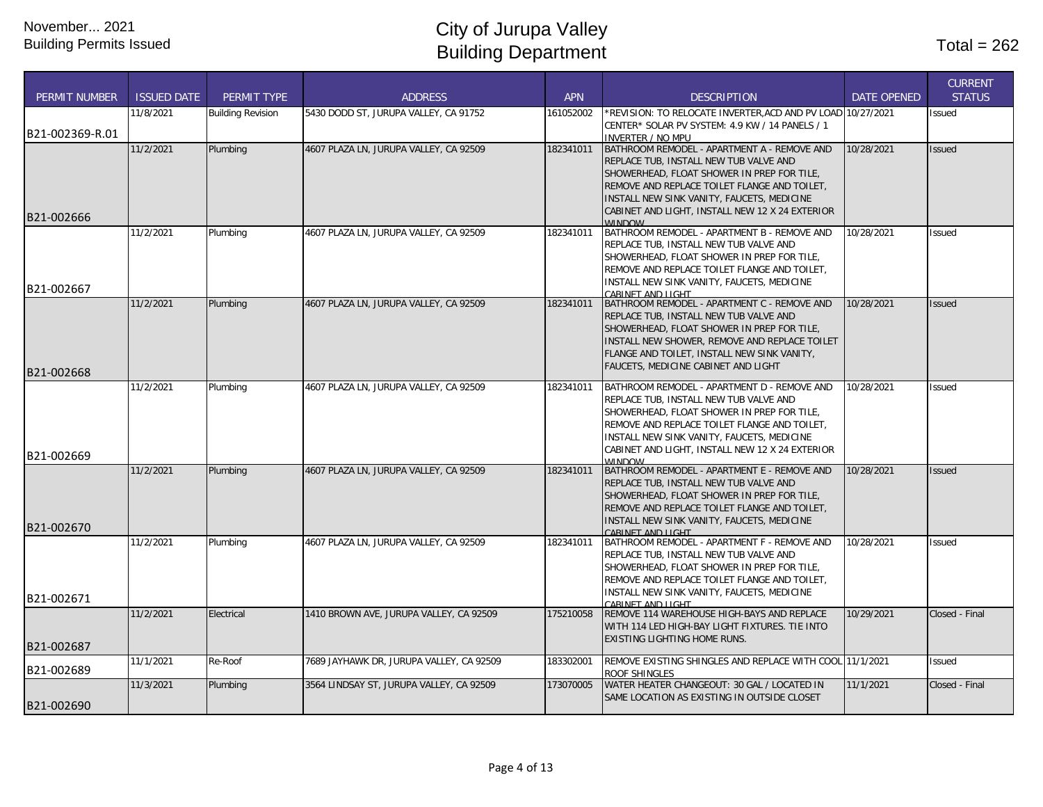November... 2021
Building Permits Issued

# City of Jurupa Valley
## Building Department

Total = 262

| PERMIT NUMBER | ISSUED DATE | PERMIT TYPE | ADDRESS | APN | DESCRIPTION | DATE OPENED | CURRENT STATUS |
|---|---|---|---|---|---|---|---|
| B21-002369-R.01 | 11/8/2021 | Building Revision | 5430 DODD ST, JURUPA VALLEY, CA 91752 | 161052002 | *REVISION: TO RELOCATE INVERTER,ACD AND PV LOAD CENTER* SOLAR PV SYSTEM: 4.9 KW / 14 PANELS / 1 INVERTER / NO MPU | 10/27/2021 | Issued |
| B21-002666 | 11/2/2021 | Plumbing | 4607 PLAZA LN, JURUPA VALLEY, CA 92509 | 182341011 | BATHROOM REMODEL - APARTMENT A - REMOVE AND REPLACE TUB, INSTALL NEW TUB VALVE AND SHOWERHEAD, FLOAT SHOWER IN PREP FOR TILE, REMOVE AND REPLACE TOILET FLANGE AND TOILET, INSTALL NEW SINK VANITY, FAUCETS, MEDICINE CABINET AND LIGHT, INSTALL NEW 12 X 24 EXTERIOR WINDOW | 10/28/2021 | Issued |
| B21-002667 | 11/2/2021 | Plumbing | 4607 PLAZA LN, JURUPA VALLEY, CA 92509 | 182341011 | BATHROOM REMODEL - APARTMENT B - REMOVE AND REPLACE TUB, INSTALL NEW TUB VALVE AND SHOWERHEAD, FLOAT SHOWER IN PREP FOR TILE, REMOVE AND REPLACE TOILET FLANGE AND TOILET, INSTALL NEW SINK VANITY, FAUCETS, MEDICINE CABINET AND LIGHT | 10/28/2021 | Issued |
| B21-002668 | 11/2/2021 | Plumbing | 4607 PLAZA LN, JURUPA VALLEY, CA 92509 | 182341011 | BATHROOM REMODEL - APARTMENT C - REMOVE AND REPLACE TUB, INSTALL NEW TUB VALVE AND SHOWERHEAD, FLOAT SHOWER IN PREP FOR TILE, INSTALL NEW SHOWER, REMOVE AND REPLACE TOILET FLANGE AND TOILET, INSTALL NEW SINK VANITY, FAUCETS, MEDICINE CABINET AND LIGHT | 10/28/2021 | Issued |
| B21-002669 | 11/2/2021 | Plumbing | 4607 PLAZA LN, JURUPA VALLEY, CA 92509 | 182341011 | BATHROOM REMODEL - APARTMENT D - REMOVE AND REPLACE TUB, INSTALL NEW TUB VALVE AND SHOWERHEAD, FLOAT SHOWER IN PREP FOR TILE, REMOVE AND REPLACE TOILET FLANGE AND TOILET, INSTALL NEW SINK VANITY, FAUCETS, MEDICINE CABINET AND LIGHT, INSTALL NEW 12 X 24 EXTERIOR WINDOW | 10/28/2021 | Issued |
| B21-002670 | 11/2/2021 | Plumbing | 4607 PLAZA LN, JURUPA VALLEY, CA 92509 | 182341011 | BATHROOM REMODEL - APARTMENT E - REMOVE AND REPLACE TUB, INSTALL NEW TUB VALVE AND SHOWERHEAD, FLOAT SHOWER IN PREP FOR TILE, REMOVE AND REPLACE TOILET FLANGE AND TOILET, INSTALL NEW SINK VANITY, FAUCETS, MEDICINE CABINET AND LIGHT | 10/28/2021 | Issued |
| B21-002671 | 11/2/2021 | Plumbing | 4607 PLAZA LN, JURUPA VALLEY, CA 92509 | 182341011 | BATHROOM REMODEL - APARTMENT F - REMOVE AND REPLACE TUB, INSTALL NEW TUB VALVE AND SHOWERHEAD, FLOAT SHOWER IN PREP FOR TILE, REMOVE AND REPLACE TOILET FLANGE AND TOILET, INSTALL NEW SINK VANITY, FAUCETS, MEDICINE CABINET AND LIGHT | 10/28/2021 | Issued |
| B21-002687 | 11/2/2021 | Electrical | 1410 BROWN AVE, JURUPA VALLEY, CA 92509 | 175210058 | REMOVE 114 WAREHOUSE HIGH-BAYS AND REPLACE WITH 114 LED HIGH-BAY LIGHT FIXTURES. TIE INTO EXISTING LIGHTING HOME RUNS. | 10/29/2021 | Closed - Final |
| B21-002689 | 11/1/2021 | Re-Roof | 7689 JAYHAWK DR, JURUPA VALLEY, CA 92509 | 183302001 | REMOVE EXISTING SHINGLES AND REPLACE WITH COOL ROOF SHINGLES | 11/1/2021 | Issued |
| B21-002690 | 11/3/2021 | Plumbing | 3564 LINDSAY ST, JURUPA VALLEY, CA 92509 | 173070005 | WATER HEATER CHANGEOUT: 30 GAL / LOCATED IN SAME LOCATION AS EXISTING IN OUTSIDE CLOSET | 11/1/2021 | Closed - Final |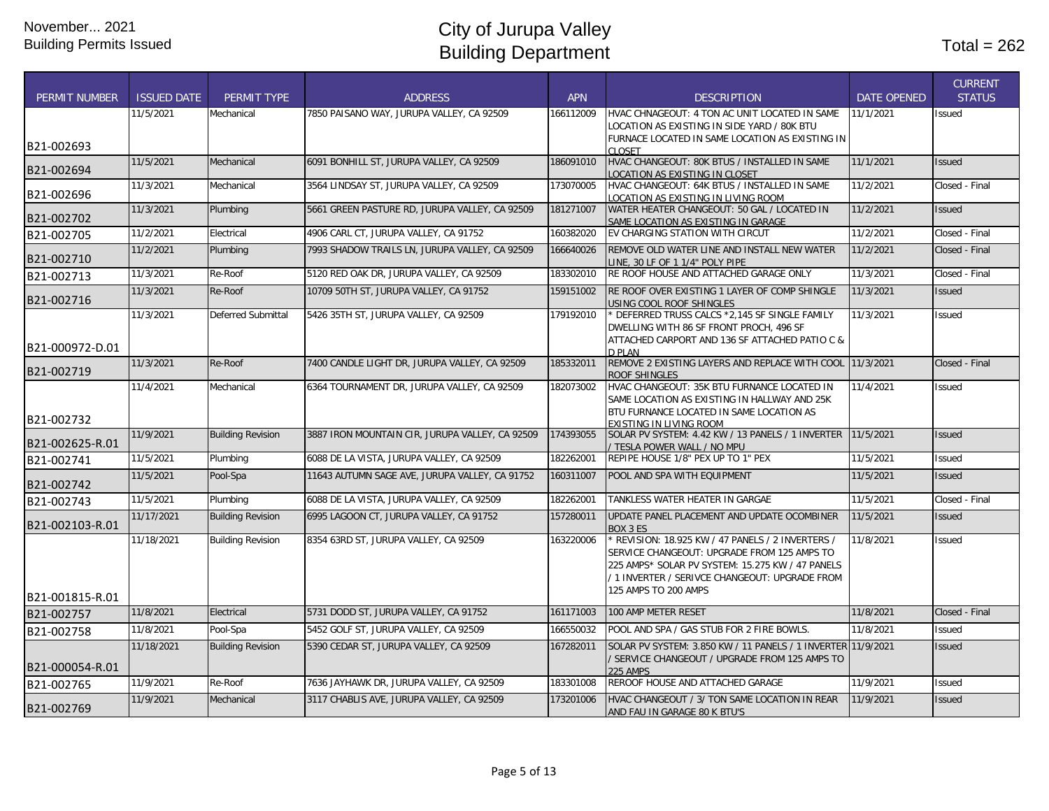November... 2021
Building Permits Issued

# City of Jurupa Valley
# Building Department

Total = 262

| PERMIT NUMBER | ISSUED DATE | PERMIT TYPE | ADDRESS | APN | DESCRIPTION | DATE OPENED | CURRENT STATUS |
|---|---|---|---|---|---|---|---|
| B21-002693 | 11/5/2021 | Mechanical | 7850 PAISANO WAY, JURUPA VALLEY, CA 92509 | 166112009 | HVAC CHNAGEOUT: 4 TON AC UNIT LOCATED IN SAME LOCATION AS EXISTING IN SIDE YARD / 80K BTU FURNACE LOCATED IN SAME LOCATION AS EXISTING IN CLOSET | 11/1/2021 | Issued |
| B21-002694 | 11/5/2021 | Mechanical | 6091 BONHILL ST, JURUPA VALLEY, CA 92509 | 186091010 | HVAC CHANGEOUT: 80K BTUS / INSTALLED IN SAME LOCATION AS EXISTING IN CLOSET | 11/1/2021 | Issued |
| B21-002696 | 11/3/2021 | Mechanical | 3564 LINDSAY ST, JURUPA VALLEY, CA 92509 | 173070005 | HVAC CHANGEOUT: 64K BTUS / INSTALLED IN SAME LOCATION AS EXISTING IN LIVING ROOM | 11/2/2021 | Closed - Final |
| B21-002702 | 11/3/2021 | Plumbing | 5661 GREEN PASTURE RD, JURUPA VALLEY, CA 92509 | 181271007 | WATER HEATER CHANGEOUT: 50 GAL / LOCATED IN SAME LOCATION AS EXISTING IN GARAGE | 11/2/2021 | Issued |
| B21-002705 | 11/2/2021 | Electrical | 4906 CARL CT, JURUPA VALLEY, CA 91752 | 160382020 | EV CHARGING STATION WITH CIRCUT | 11/2/2021 | Closed - Final |
| B21-002710 | 11/2/2021 | Plumbing | 7993 SHADOW TRAILS LN, JURUPA VALLEY, CA 92509 | 166640026 | REMOVE OLD WATER LINE AND INSTALL NEW WATER LINE, 30 LF OF 1 1/4" POLY PIPE | 11/2/2021 | Closed - Final |
| B21-002713 | 11/3/2021 | Re-Roof | 5120 RED OAK DR, JURUPA VALLEY, CA 92509 | 183302010 | RE ROOF HOUSE AND ATTACHED GARAGE ONLY | 11/3/2021 | Closed - Final |
| B21-002716 | 11/3/2021 | Re-Roof | 10709 50TH ST, JURUPA VALLEY, CA 91752 | 159151002 | RE ROOF OVER EXISTING 1 LAYER OF COMP SHINGLE USING COOL ROOF SHINGLES | 11/3/2021 | Issued |
| B21-000972-D.01 | 11/3/2021 | Deferred Submittal | 5426 35TH ST, JURUPA VALLEY, CA 92509 | 179192010 | * DEFERRED TRUSS CALCS *2,145 SF SINGLE FAMILY DWELLING WITH 86 SF FRONT PROCH, 496 SF ATTACHED CARPORT AND 136 SF ATTACHED PATIO C & D PLAN | 11/3/2021 | Issued |
| B21-002719 | 11/3/2021 | Re-Roof | 7400 CANDLE LIGHT DR, JURUPA VALLEY, CA 92509 | 185332011 | REMOVE 2 EXISTING LAYERS AND REPLACE WITH COOL ROOF SHINGLES | 11/3/2021 | Closed - Final |
| B21-002732 | 11/4/2021 | Mechanical | 6364 TOURNAMENT DR, JURUPA VALLEY, CA 92509 | 182073002 | HVAC CHANGEOUT: 35K BTU FURNACE LOCATED IN SAME LOCATION AS EXISTING IN HALLWAY AND 25K BTU FURNACE LOCATED IN SAME LOCATION AS EXISTING IN LIVING ROOM | 11/4/2021 | Issued |
| B21-002625-R.01 | 11/9/2021 | Building Revision | 3887 IRON MOUNTAIN CIR, JURUPA VALLEY, CA 92509 | 174393055 | SOLAR PV SYSTEM: 4.42 KW / 13 PANELS / 1 INVERTER / TESLA POWER WALL / NO MPU | 11/5/2021 | Issued |
| B21-002741 | 11/5/2021 | Plumbing | 6088 DE LA VISTA, JURUPA VALLEY, CA 92509 | 182262001 | REPIPE HOUSE 1/8" PEX UP TO 1" PEX | 11/5/2021 | Issued |
| B21-002742 | 11/5/2021 | Pool-Spa | 11643 AUTUMN SAGE AVE, JURUPA VALLEY, CA 91752 | 160311007 | POOL AND SPA WITH EQUIPMENT | 11/5/2021 | Issued |
| B21-002743 | 11/5/2021 | Plumbing | 6088 DE LA VISTA, JURUPA VALLEY, CA 92509 | 182262001 | TANKLESS WATER HEATER IN GARGAE | 11/5/2021 | Closed - Final |
| B21-002103-R.01 | 11/17/2021 | Building Revision | 6995 LAGOON CT, JURUPA VALLEY, CA 91752 | 157280011 | UPDATE PANEL PLACEMENT AND UPDATE OCOMBINER BOX 3 ES | 11/5/2021 | Issued |
| B21-001815-R.01 | 11/18/2021 | Building Revision | 8354 63RD ST, JURUPA VALLEY, CA 92509 | 163220006 | * REVISION: 18.925 KW / 47 PANELS / 2 INVERTERS / SERVICE CHANGEOUT: UPGRADE FROM 125 AMPS TO 225 AMPS* SOLAR PV SYSTEM: 15.275 KW / 47 PANELS / 1 INVERTER / SERIVCE CHANGEOUT: UPGRADE FROM 125 AMPS TO 200 AMPS | 11/8/2021 | Issued |
| B21-002757 | 11/8/2021 | Electrical | 5731 DODD ST, JURUPA VALLEY, CA 91752 | 161171003 | 100 AMP METER RESET | 11/8/2021 | Closed - Final |
| B21-002758 | 11/8/2021 | Pool-Spa | 5452 GOLF ST, JURUPA VALLEY, CA 92509 | 166550032 | POOL AND SPA / GAS STUB FOR 2 FIRE BOWLS. | 11/8/2021 | Issued |
| B21-000054-R.01 | 11/18/2021 | Building Revision | 5390 CEDAR ST, JURUPA VALLEY, CA 92509 | 167282011 | SOLAR PV SYSTEM: 3.850 KW / 11 PANELS / 1 INVERTER / SERVICE CHANGEOUT / UPGRADE FROM 125 AMPS TO 225 AMPS | 11/9/2021 | Issued |
| B21-002765 | 11/9/2021 | Re-Roof | 7636 JAYHAWK DR, JURUPA VALLEY, CA 92509 | 183301008 | REROOF HOUSE AND ATTACHED GARAGE | 11/9/2021 | Issued |
| B21-002769 | 11/9/2021 | Mechanical | 3117 CHABLIS AVE, JURUPA VALLEY, CA 92509 | 173201006 | HVAC CHANGEOUT / 3/ TON SAME LOCATION IN REAR AND FAU IN GARAGE 80 K BTU'S | 11/9/2021 | Issued |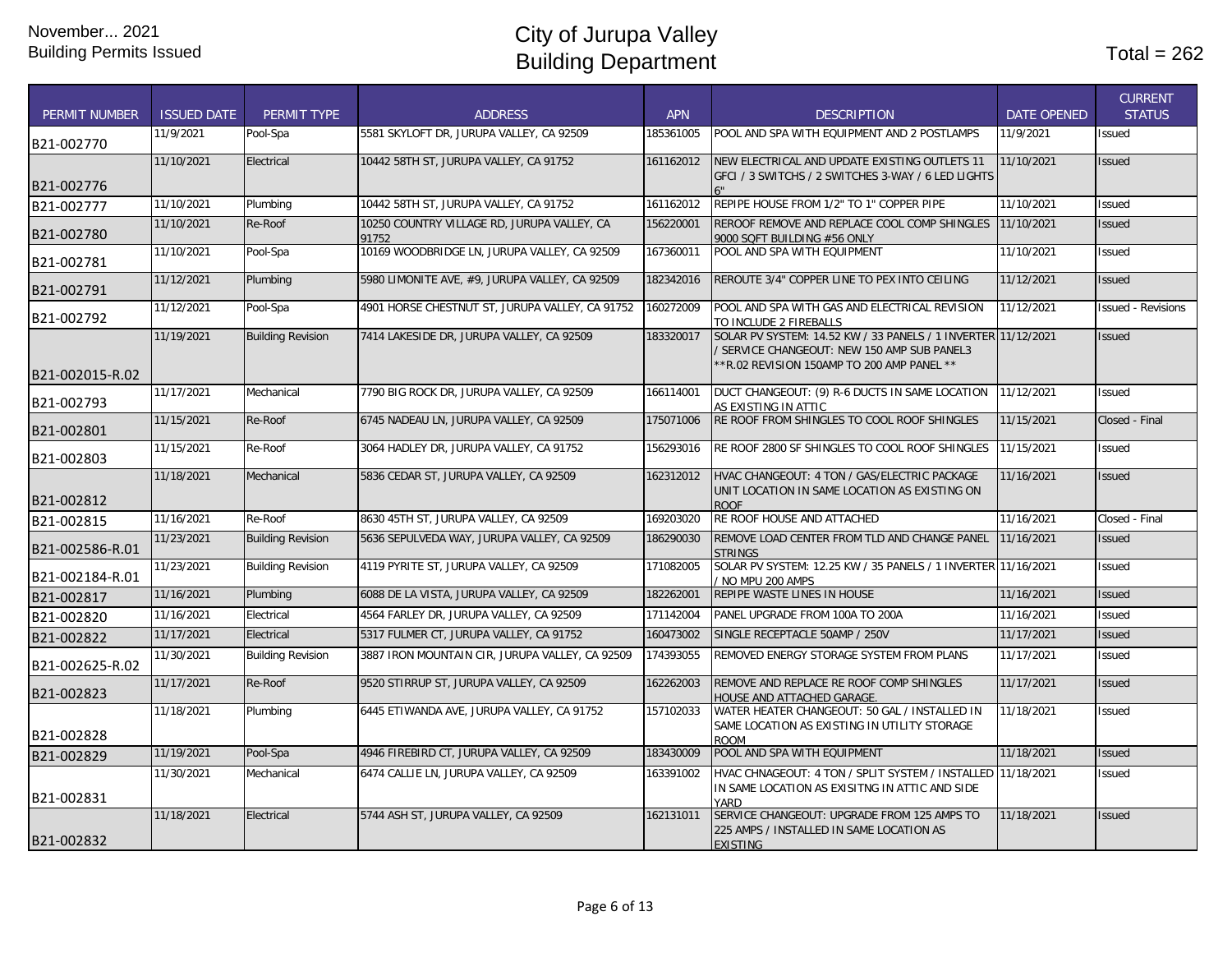November... 2021
Building Permits Issued

# City of Jurupa Valley
# Building Department

Total = 262

| PERMIT NUMBER | ISSUED DATE | PERMIT TYPE | ADDRESS | APN | DESCRIPTION | DATE OPENED | CURRENT STATUS |
|---|---|---|---|---|---|---|---|
| B21-002770 | 11/9/2021 | Pool-Spa | 5581 SKYLOFT DR, JURUPA VALLEY, CA 92509 | 185361005 | POOL AND SPA WITH EQUIPMENT AND 2 POSTLAMPS | 11/9/2021 | Issued |
| B21-002776 | 11/10/2021 | Electrical | 10442 58TH ST, JURUPA VALLEY, CA 91752 | 161162012 | NEW ELECTRICAL AND UPDATE EXISTING OUTLETS 11 GFCI / 3 SWITCHS / 2 SWITCHES 3-WAY / 6 LED LIGHTS 6" | 11/10/2021 | Issued |
| B21-002777 | 11/10/2021 | Plumbing | 10442 58TH ST, JURUPA VALLEY, CA 91752 | 161162012 | REPIPE HOUSE FROM 1/2" TO 1" COPPER PIPE | 11/10/2021 | Issued |
| B21-002780 | 11/10/2021 | Re-Roof | 10250 COUNTRY VILLAGE RD, JURUPA VALLEY, CA 91752 | 156220001 | REROOF REMOVE AND REPLACE COOL COMP SHINGLES 9000 SQFT BUILDING #56 ONLY | 11/10/2021 | Issued |
| B21-002781 | 11/10/2021 | Pool-Spa | 10169 WOODBRIDGE LN, JURUPA VALLEY, CA 92509 | 167360011 | POOL AND SPA WITH EQUIPMENT | 11/10/2021 | Issued |
| B21-002791 | 11/12/2021 | Plumbing | 5980 LIMONITE AVE, #9, JURUPA VALLEY, CA 92509 | 182342016 | REROUTE 3/4" COPPER LINE TO PEX INTO CEILING | 11/12/2021 | Issued |
| B21-002792 | 11/12/2021 | Pool-Spa | 4901 HORSE CHESTNUT ST, JURUPA VALLEY, CA 91752 | 160272009 | POOL AND SPA WITH GAS AND ELECTRICAL REVISION TO INCLUDE 2 FIREBALLS | 11/12/2021 | Issued - Revisions |
| B21-002015-R.02 | 11/19/2021 | Building Revision | 7414 LAKESIDE DR, JURUPA VALLEY, CA 92509 | 183320017 | SOLAR PV SYSTEM: 14.52 KW / 33 PANELS / 1 INVERTER / SERVICE CHANGEOUT: NEW 150 AMP SUB PANEL3 **R.02 REVISION 150AMP TO 200 AMP PANEL ** | 11/12/2021 | Issued |
| B21-002793 | 11/17/2021 | Mechanical | 7790 BIG ROCK DR, JURUPA VALLEY, CA 92509 | 166114001 | DUCT CHANGEOUT: (9) R-6 DUCTS IN SAME LOCATION AS EXISTING IN ATTIC | 11/12/2021 | Issued |
| B21-002801 | 11/15/2021 | Re-Roof | 6745 NADEAU LN, JURUPA VALLEY, CA 92509 | 175071006 | RE ROOF FROM SHINGLES TO COOL ROOF SHINGLES | 11/15/2021 | Closed - Final |
| B21-002803 | 11/15/2021 | Re-Roof | 3064 HADLEY DR, JURUPA VALLEY, CA 91752 | 156293016 | RE ROOF 2800 SF SHINGLES TO COOL ROOF SHINGLES | 11/15/2021 | Issued |
| B21-002812 | 11/18/2021 | Mechanical | 5836 CEDAR ST, JURUPA VALLEY, CA 92509 | 162312012 | HVAC CHANGEOUT: 4 TON / GAS/ELECTRIC PACKAGE UNIT LOCATION IN SAME LOCATION AS EXISTING ON ROOF | 11/16/2021 | Issued |
| B21-002815 | 11/16/2021 | Re-Roof | 8630 45TH ST, JURUPA VALLEY, CA 92509 | 169203020 | RE ROOF HOUSE AND ATTACHED | 11/16/2021 | Closed - Final |
| B21-002586-R.01 | 11/23/2021 | Building Revision | 5636 SEPULVEDA WAY, JURUPA VALLEY, CA 92509 | 186290030 | REMOVE LOAD CENTER FROM TLD AND CHANGE PANEL STRINGS | 11/16/2021 | Issued |
| B21-002184-R.01 | 11/23/2021 | Building Revision | 4119 PYRITE ST, JURUPA VALLEY, CA 92509 | 171082005 | SOLAR PV SYSTEM: 12.25 KW / 35 PANELS / 1 INVERTER / NO MPU 200 AMPS | 11/16/2021 | Issued |
| B21-002817 | 11/16/2021 | Plumbing | 6088 DE LA VISTA, JURUPA VALLEY, CA 92509 | 182262001 | REPIPE WASTE LINES IN HOUSE | 11/16/2021 | Issued |
| B21-002820 | 11/16/2021 | Electrical | 4564 FARLEY DR, JURUPA VALLEY, CA 92509 | 171142004 | PANEL UPGRADE FROM 100A TO 200A | 11/16/2021 | Issued |
| B21-002822 | 11/17/2021 | Electrical | 5317 FULMER CT, JURUPA VALLEY, CA 91752 | 160473002 | SINGLE RECEPTACLE 50AMP / 250V | 11/17/2021 | Issued |
| B21-002625-R.02 | 11/30/2021 | Building Revision | 3887 IRON MOUNTAIN CIR, JURUPA VALLEY, CA 92509 | 174393055 | REMOVED ENERGY STORAGE SYSTEM FROM PLANS | 11/17/2021 | Issued |
| B21-002823 | 11/17/2021 | Re-Roof | 9520 STIRRUP ST, JURUPA VALLEY, CA 92509 | 162262003 | REMOVE AND REPLACE RE ROOF COMP SHINGLES HOUSE AND ATTACHED GARAGE. | 11/17/2021 | Issued |
| B21-002828 | 11/18/2021 | Plumbing | 6445 ETIWANDA AVE, JURUPA VALLEY, CA 91752 | 157102033 | WATER HEATER CHANGEOUT: 50 GAL / INSTALLED IN SAME LOCATION AS EXISTING IN UTILITY STORAGE ROOM | 11/18/2021 | Issued |
| B21-002829 | 11/19/2021 | Pool-Spa | 4946 FIREBIRD CT, JURUPA VALLEY, CA 92509 | 183430009 | POOL AND SPA WITH EQUIPMENT | 11/18/2021 | Issued |
| B21-002831 | 11/30/2021 | Mechanical | 6474 CALLIE LN, JURUPA VALLEY, CA 92509 | 163391002 | HVAC CHNAGEOUT: 4 TON / SPLIT SYSTEM / INSTALLED IN SAME LOCATION AS EXISITNG IN ATTIC AND SIDE YARD | 11/18/2021 | Issued |
| B21-002832 | 11/18/2021 | Electrical | 5744 ASH ST, JURUPA VALLEY, CA 92509 | 162131011 | SERVICE CHANGEOUT: UPGRADE FROM 125 AMPS TO 225 AMPS / INSTALLED IN SAME LOCATION AS EXISTING | 11/18/2021 | Issued |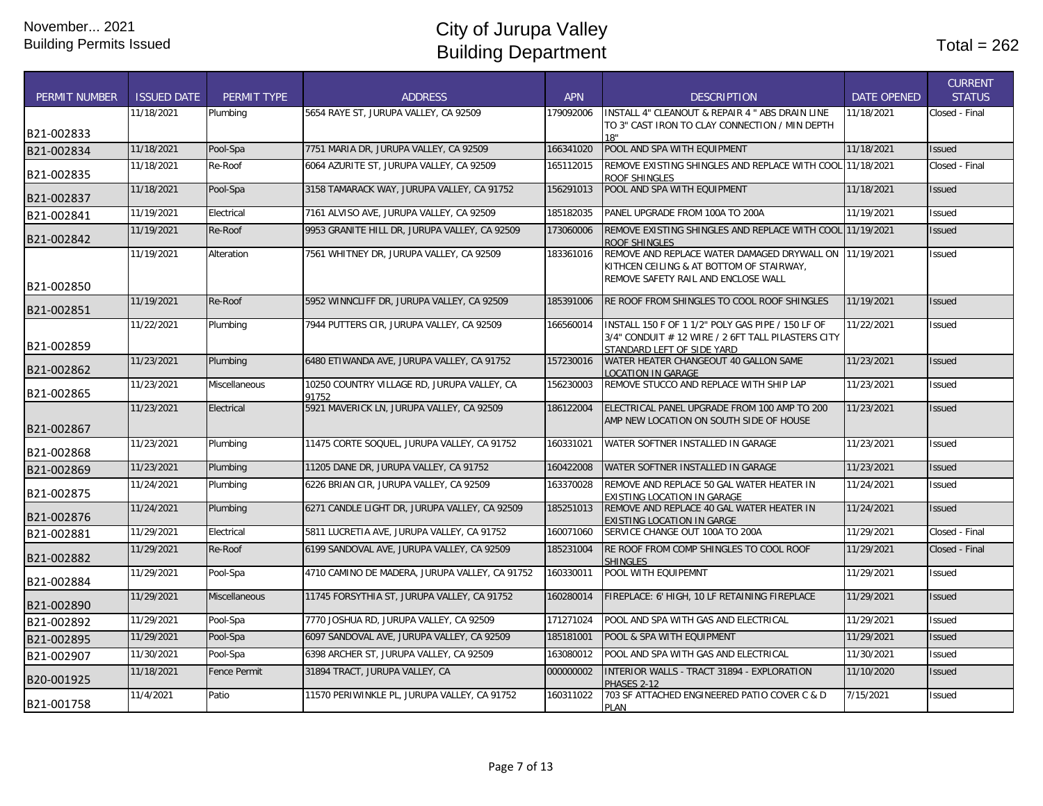November... 2021
Building Permits Issued

# City of Jurupa Valley
# Building Department

Total = 262

| PERMIT NUMBER | ISSUED DATE | PERMIT TYPE | ADDRESS | APN | DESCRIPTION | DATE OPENED | CURRENT STATUS |
|---|---|---|---|---|---|---|---|
| B21-002833 | 11/18/2021 | Plumbing | 5654 RAYE ST, JURUPA VALLEY, CA 92509 | 179092006 | INSTALL 4" CLEANOUT & REPAIR 4 " ABS DRAIN LINE TO 3" CAST IRON TO CLAY CONNECTION / MIN DEPTH 18" | 11/18/2021 | Closed - Final |
| B21-002834 | 11/18/2021 | Pool-Spa | 7751 MARIA DR, JURUPA VALLEY, CA 92509 | 166341020 | POOL AND SPA WITH EQUIPMENT | 11/18/2021 | Issued |
| B21-002835 | 11/18/2021 | Re-Roof | 6064 AZURITE ST, JURUPA VALLEY, CA 92509 | 165112015 | REMOVE EXISTING SHINGLES AND REPLACE WITH COOL ROOF SHINGLES | 11/18/2021 | Closed - Final |
| B21-002837 | 11/18/2021 | Pool-Spa | 3158 TAMARACK WAY, JURUPA VALLEY, CA 91752 | 156291013 | POOL AND SPA WITH EQUIPMENT | 11/18/2021 | Issued |
| B21-002841 | 11/19/2021 | Electrical | 7161 ALVISO AVE, JURUPA VALLEY, CA 92509 | 185182035 | PANEL UPGRADE FROM 100A TO 200A | 11/19/2021 | Issued |
| B21-002842 | 11/19/2021 | Re-Roof | 9953 GRANITE HILL DR, JURUPA VALLEY, CA 92509 | 173060006 | REMOVE EXISTING SHINGLES AND REPLACE WITH COOL ROOF SHINGLES | 11/19/2021 | Issued |
| B21-002850 | 11/19/2021 | Alteration | 7561 WHITNEY DR, JURUPA VALLEY, CA 92509 | 183361016 | REMOVE AND REPLACE WATER DAMAGED DRYWALL ON KITHCEN CEILING & AT BOTTOM OF STAIRWAY, REMOVE SAFETY RAIL AND ENCLOSE WALL | 11/19/2021 | Issued |
| B21-002851 | 11/19/2021 | Re-Roof | 5952 WINNCLIFF DR, JURUPA VALLEY, CA 92509 | 185391006 | RE ROOF FROM SHINGLES TO COOL ROOF SHINGLES | 11/19/2021 | Issued |
| B21-002859 | 11/22/2021 | Plumbing | 7944 PUTTERS CIR, JURUPA VALLEY, CA 92509 | 166560014 | INSTALL 150 F OF 1 1/2" POLY GAS PIPE / 150 LF OF 3/4" CONDUIT # 12 WIRE / 2 6FT TALL PILASTERS CITY STANDARD LEFT OF SIDE YARD | 11/22/2021 | Issued |
| B21-002862 | 11/23/2021 | Plumbing | 6480 ETIWANDA AVE, JURUPA VALLEY, CA 91752 | 157230016 | WATER HEATER CHANGEOUT 40 GALLON SAME LOCATION IN GARAGE | 11/23/2021 | Issued |
| B21-002865 | 11/23/2021 | Miscellaneous | 10250 COUNTRY VILLAGE RD, JURUPA VALLEY, CA 91752 | 156230003 | REMOVE STUCCO AND REPLACE WITH SHIP LAP | 11/23/2021 | Issued |
| B21-002867 | 11/23/2021 | Electrical | 5921 MAVERICK LN, JURUPA VALLEY, CA 92509 | 186122004 | ELECTRICAL PANEL UPGRADE FROM 100 AMP TO 200 AMP NEW LOCATION ON SOUTH SIDE OF HOUSE | 11/23/2021 | Issued |
| B21-002868 | 11/23/2021 | Plumbing | 11475 CORTE SOQUEL, JURUPA VALLEY, CA 91752 | 160331021 | WATER SOFTNER INSTALLED IN GARAGE | 11/23/2021 | Issued |
| B21-002869 | 11/23/2021 | Plumbing | 11205 DANE DR, JURUPA VALLEY, CA 91752 | 160422008 | WATER SOFTNER INSTALLED IN GARAGE | 11/23/2021 | Issued |
| B21-002875 | 11/24/2021 | Plumbing | 6226 BRIAN CIR, JURUPA VALLEY, CA 92509 | 163370028 | REMOVE AND REPLACE 50 GAL WATER HEATER IN EXISTING LOCATION IN GARAGE | 11/24/2021 | Issued |
| B21-002876 | 11/24/2021 | Plumbing | 6271 CANDLE LIGHT DR, JURUPA VALLEY, CA 92509 | 185251013 | REMOVE AND REPLACE 40 GAL WATER HEATER IN EXISTING LOCATION IN GARGE | 11/24/2021 | Issued |
| B21-002881 | 11/29/2021 | Electrical | 5811 LUCRETIA AVE, JURUPA VALLEY, CA 91752 | 160071060 | SERVICE CHANGE OUT 100A TO 200A | 11/29/2021 | Closed - Final |
| B21-002882 | 11/29/2021 | Re-Roof | 6199 SANDOVAL AVE, JURUPA VALLEY, CA 92509 | 185231004 | RE ROOF FROM COMP SHINGLES TO COOL ROOF SHINGLES | 11/29/2021 | Closed - Final |
| B21-002884 | 11/29/2021 | Pool-Spa | 4710 CAMINO DE MADERA, JURUPA VALLEY, CA 91752 | 160330011 | POOL WITH EQUIPEMNT | 11/29/2021 | Issued |
| B21-002890 | 11/29/2021 | Miscellaneous | 11745 FORSYTHIA ST, JURUPA VALLEY, CA 91752 | 160280014 | FIREPLACE: 6' HIGH, 10 LF RETAINING FIREPLACE | 11/29/2021 | Issued |
| B21-002892 | 11/29/2021 | Pool-Spa | 7770 JOSHUA RD, JURUPA VALLEY, CA 92509 | 171271024 | POOL AND SPA WITH GAS AND ELECTRICAL | 11/29/2021 | Issued |
| B21-002895 | 11/29/2021 | Pool-Spa | 6097 SANDOVAL AVE, JURUPA VALLEY, CA 92509 | 185181001 | POOL & SPA WITH EQUIPMENT | 11/29/2021 | Issued |
| B21-002907 | 11/30/2021 | Pool-Spa | 6398 ARCHER ST, JURUPA VALLEY, CA 92509 | 163080012 | POOL AND SPA WITH GAS AND ELECTRICAL | 11/30/2021 | Issued |
| B20-001925 | 11/18/2021 | Fence Permit | 31894 TRACT, JURUPA VALLEY, CA | 000000002 | INTERIOR WALLS - TRACT 31894 - EXPLORATION PHASES 2-12 | 11/10/2020 | Issued |
| B21-001758 | 11/4/2021 | Patio | 11570 PERIWINKLE PL, JURUPA VALLEY, CA 91752 | 160311022 | 703 SF ATTACHED ENGINEERED PATIO COVER C & D PLAN | 7/15/2021 | Issued |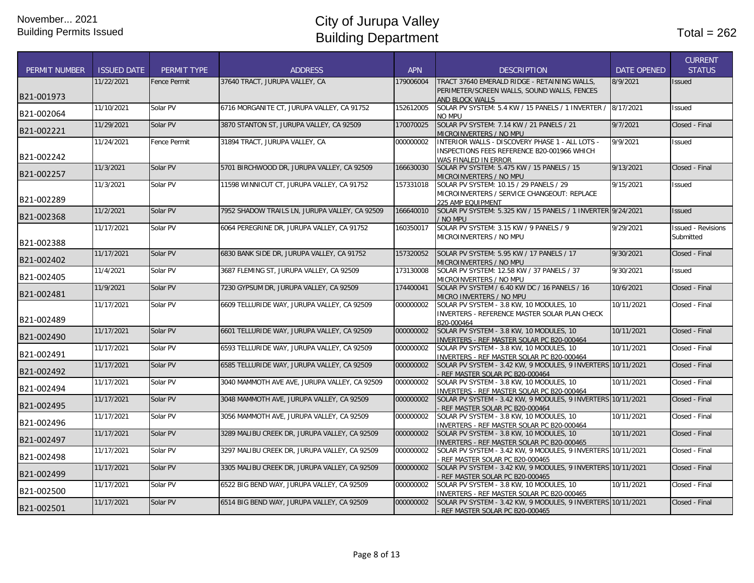November... 2021
Building Permits Issued

# City of Jurupa Valley
# Building Department

Total = 262

| PERMIT NUMBER | ISSUED DATE | PERMIT TYPE | ADDRESS | APN | DESCRIPTION | DATE OPENED | CURRENT STATUS |
|---|---|---|---|---|---|---|---|
| B21-001973 | 11/22/2021 | Fence Permit | 37640 TRACT, JURUPA VALLEY, CA | 179006004 | TRACT 37640 EMERALD RIDGE - RETAINING WALLS, PERIMETER/SCREEN WALLS, SOUND WALLS, FENCES AND BLOCK WALLS | 8/9/2021 | Issued |
| B21-002064 | 11/10/2021 | Solar PV | 6716 MORGANITE CT, JURUPA VALLEY, CA 91752 | 152612005 | SOLAR PV SYSTEM: 5.4 KW / 15 PANELS / 1 INVERTER / NO MPU | 8/17/2021 | Issued |
| B21-002221 | 11/29/2021 | Solar PV | 3870 STANTON ST, JURUPA VALLEY, CA 92509 | 170070025 | SOLAR PV SYSTEM: 7.14 KW / 21 PANELS / 21 MICROINVERTERS / NO MPU | 9/7/2021 | Closed - Final |
| B21-002242 | 11/24/2021 | Fence Permit | 31894 TRACT, JURUPA VALLEY, CA | 000000002 | INTERIOR WALLS - DISCOVERY PHASE 1 - ALL LOTS - INSPECTIONS FEES REFERENCE B20-001966 WHICH WAS FINALED IN ERROR | 9/9/2021 | Issued |
| B21-002257 | 11/3/2021 | Solar PV | 5701 BIRCHWOOD DR, JURUPA VALLEY, CA 92509 | 166630030 | SOLAR PV SYSTEM: 5.475 KW / 15 PANELS / 15 MICROINVERTERS / NO MPU | 9/13/2021 | Closed - Final |
| B21-002289 | 11/3/2021 | Solar PV | 11598 WINNICUT CT, JURUPA VALLEY, CA 91752 | 157331018 | SOLAR PV SYSTEM: 10.15 / 29 PANELS / 29 MICROINVERTERS / SERVICE CHANGEOUT: REPLACE 225 AMP EQUIPMENT | 9/15/2021 | Issued |
| B21-002368 | 11/2/2021 | Solar PV | 7952 SHADOW TRAILS LN, JURUPA VALLEY, CA 92509 | 166640010 | SOLAR PV SYSTEM: 5.325 KW / 15 PANELS / 1 INVERTER / NO MPU | 9/24/2021 | Issued |
| B21-002388 | 11/17/2021 | Solar PV | 6064 PEREGRINE DR, JURUPA VALLEY, CA 91752 | 160350017 | SOLAR PV SYSTEM: 3.15 KW / 9 PANELS / 9 MICROINVERTERS / NO MPU | 9/29/2021 | Issued - Revisions Submitted |
| B21-002402 | 11/17/2021 | Solar PV | 6830 BANK SIDE DR, JURUPA VALLEY, CA 91752 | 157320052 | SOLAR PV SYSTEM: 5.95 KW / 17 PANELS / 17 MICROINVERTERS / NO MPU | 9/30/2021 | Closed - Final |
| B21-002405 | 11/4/2021 | Solar PV | 3687 FLEMING ST, JURUPA VALLEY, CA 92509 | 173130008 | SOLAR PV SYSTEM: 12.58 KW / 37 PANELS / 37 MICROINVERTERS / NO MPU | 9/30/2021 | Issued |
| B21-002481 | 11/9/2021 | Solar PV | 7230 GYPSUM DR, JURUPA VALLEY, CA 92509 | 174400041 | SOLAR PV SYSTEM / 6.40 KW DC / 16 PANELS / 16 MICRO INVERTERS / NO MPU | 10/6/2021 | Closed - Final |
| B21-002489 | 11/17/2021 | Solar PV | 6609 TELLURIDE WAY, JURUPA VALLEY, CA 92509 | 000000002 | SOLAR PV SYSTEM - 3.8 KW, 10 MODULES, 10 INVERTERS - REFERENCE MASTER SOLAR PLAN CHECK B20-000464 | 10/11/2021 | Closed - Final |
| B21-002490 | 11/17/2021 | Solar PV | 6601 TELLURIDE WAY, JURUPA VALLEY, CA 92509 | 000000002 | SOLAR PV SYSTEM - 3.8 KW, 10 MODULES, 10 INVERTERS - REF MASTER SOLAR PC B20-000464 | 10/11/2021 | Closed - Final |
| B21-002491 | 11/17/2021 | Solar PV | 6593 TELLURIDE WAY, JURUPA VALLEY, CA 92509 | 000000002 | SOLAR PV SYSTEM - 3.8 KW, 10 MODULES, 10 INVERTERS - REF MASTER SOLAR PC B20-000464 | 10/11/2021 | Closed - Final |
| B21-002492 | 11/17/2021 | Solar PV | 6585 TELLURIDE WAY, JURUPA VALLEY, CA 92509 | 000000002 | SOLAR PV SYSTEM - 3.42 KW, 9 MODULES, 9 INVERTERS - REF MASTER SOLAR PC B20-000464 | 10/11/2021 | Closed - Final |
| B21-002494 | 11/17/2021 | Solar PV | 3040 MAMMOTH AVE AVE, JURUPA VALLEY, CA 92509 | 000000002 | SOLAR PV SYSTEM - 3.8 KW, 10 MODULES, 10 INVERTERS - REF MASTER SOLAR PC B20-000464 | 10/11/2021 | Closed - Final |
| B21-002495 | 11/17/2021 | Solar PV | 3048 MAMMOTH AVE, JURUPA VALLEY, CA 92509 | 000000002 | SOLAR PV SYSTEM - 3.42 KW, 9 MODULES, 9 INVERTERS - REF MASTER SOLAR PC B20-000464 | 10/11/2021 | Closed - Final |
| B21-002496 | 11/17/2021 | Solar PV | 3056 MAMMOTH AVE, JURUPA VALLEY, CA 92509 | 000000002 | SOLAR PV SYSTEM - 3.8 KW, 10 MODULES, 10 INVERTERS - REF MASTER SOLAR PC B20-000464 | 10/11/2021 | Closed - Final |
| B21-002497 | 11/17/2021 | Solar PV | 3289 MALIBU CREEK DR, JURUPA VALLEY, CA 92509 | 000000002 | SOLAR PV SYSTEM - 3.8 KW, 10 MODULES, 10 INVERTERS - REF MASTER SOLAR PC B20-000465 | 10/11/2021 | Closed - Final |
| B21-002498 | 11/17/2021 | Solar PV | 3297 MALIBU CREEK DR, JURUPA VALLEY, CA 92509 | 000000002 | SOLAR PV SYSTEM - 3.42 KW, 9 MODULES, 9 INVERTERS - REF MASTER SOLAR PC B20-000465 | 10/11/2021 | Closed - Final |
| B21-002499 | 11/17/2021 | Solar PV | 3305 MALIBU CREEK DR, JURUPA VALLEY, CA 92509 | 000000002 | SOLAR PV SYSTEM - 3.42 KW, 9 MODULES, 9 INVERTERS - REF MASTER SOLAR PC B20-000465 | 10/11/2021 | Closed - Final |
| B21-002500 | 11/17/2021 | Solar PV | 6522 BIG BEND WAY, JURUPA VALLEY, CA 92509 | 000000002 | SOLAR PV SYSTEM - 3.8 KW, 10 MODULES, 10 INVERTERS - REF MASTER SOLAR PC B20-000465 | 10/11/2021 | Closed - Final |
| B21-002501 | 11/17/2021 | Solar PV | 6514 BIG BEND WAY, JURUPA VALLEY, CA 92509 | 000000002 | SOLAR PV SYSTEM - 3.42 KW, 9 MODULES, 9 INVERTERS - REF MASTER SOLAR PC B20-000465 | 10/11/2021 | Closed - Final |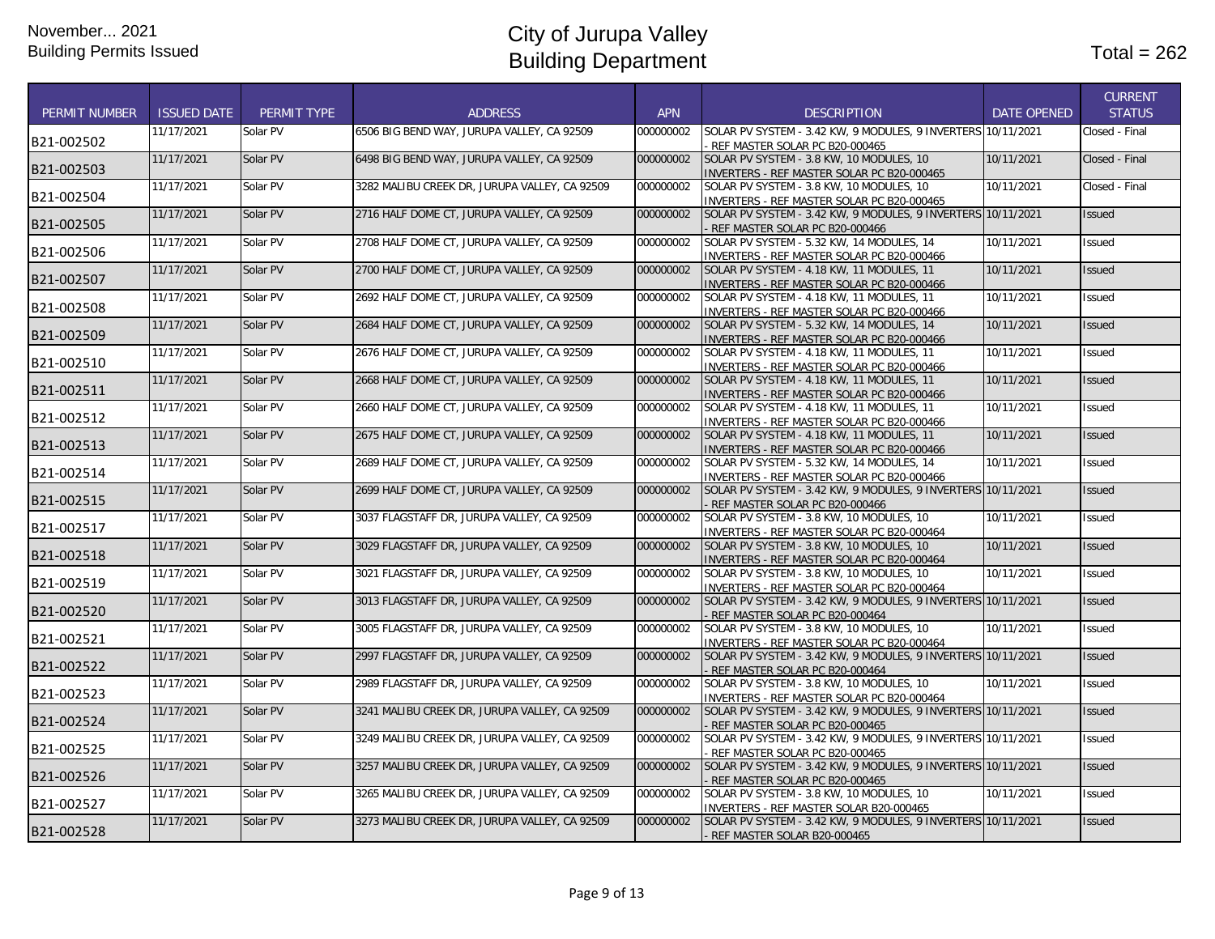November... 2021
Building Permits Issued

# City of Jurupa Valley
# Building Department

Total = 262

| PERMIT NUMBER | ISSUED DATE | PERMIT TYPE | ADDRESS | APN | DESCRIPTION | DATE OPENED | CURRENT STATUS |
|---|---|---|---|---|---|---|---|
| B21-002502 | 11/17/2021 | Solar PV | 6506 BIG BEND WAY, JURUPA VALLEY, CA 92509 | 000000002 | SOLAR PV SYSTEM - 3.42 KW, 9 MODULES, 9 INVERTERS - REF MASTER SOLAR PC B20-000465 | 10/11/2021 | Closed - Final |
| B21-002503 | 11/17/2021 | Solar PV | 6498 BIG BEND WAY, JURUPA VALLEY, CA 92509 | 000000002 | SOLAR PV SYSTEM - 3.8 KW, 10 MODULES, 10 INVERTERS - REF MASTER SOLAR PC B20-000465 | 10/11/2021 | Closed - Final |
| B21-002504 | 11/17/2021 | Solar PV | 3282 MALIBU CREEK DR, JURUPA VALLEY, CA 92509 | 000000002 | SOLAR PV SYSTEM - 3.8 KW, 10 MODULES, 10 INVERTERS - REF MASTER SOLAR PC B20-000465 | 10/11/2021 | Closed - Final |
| B21-002505 | 11/17/2021 | Solar PV | 2716 HALF DOME CT, JURUPA VALLEY, CA 92509 | 000000002 | SOLAR PV SYSTEM - 3.42 KW, 9 MODULES, 9 INVERTERS - REF MASTER SOLAR PC B20-000466 | 10/11/2021 | Issued |
| B21-002506 | 11/17/2021 | Solar PV | 2708 HALF DOME CT, JURUPA VALLEY, CA 92509 | 000000002 | SOLAR PV SYSTEM - 5.32 KW, 14 MODULES, 14 INVERTERS - REF MASTER SOLAR PC B20-000466 | 10/11/2021 | Issued |
| B21-002507 | 11/17/2021 | Solar PV | 2700 HALF DOME CT, JURUPA VALLEY, CA 92509 | 000000002 | SOLAR PV SYSTEM - 4.18 KW, 11 MODULES, 11 INVERTERS - REF MASTER SOLAR PC B20-000466 | 10/11/2021 | Issued |
| B21-002508 | 11/17/2021 | Solar PV | 2692 HALF DOME CT, JURUPA VALLEY, CA 92509 | 000000002 | SOLAR PV SYSTEM - 4.18 KW, 11 MODULES, 11 INVERTERS - REF MASTER SOLAR PC B20-000466 | 10/11/2021 | Issued |
| B21-002509 | 11/17/2021 | Solar PV | 2684 HALF DOME CT, JURUPA VALLEY, CA 92509 | 000000002 | SOLAR PV SYSTEM - 5.32 KW, 14 MODULES, 14 INVERTERS - REF MASTER SOLAR PC B20-000466 | 10/11/2021 | Issued |
| B21-002510 | 11/17/2021 | Solar PV | 2676 HALF DOME CT, JURUPA VALLEY, CA 92509 | 000000002 | SOLAR PV SYSTEM - 4.18 KW, 11 MODULES, 11 INVERTERS - REF MASTER SOLAR PC B20-000466 | 10/11/2021 | Issued |
| B21-002511 | 11/17/2021 | Solar PV | 2668 HALF DOME CT, JURUPA VALLEY, CA 92509 | 000000002 | SOLAR PV SYSTEM - 4.18 KW, 11 MODULES, 11 INVERTERS - REF MASTER SOLAR PC B20-000466 | 10/11/2021 | Issued |
| B21-002512 | 11/17/2021 | Solar PV | 2660 HALF DOME CT, JURUPA VALLEY, CA 92509 | 000000002 | SOLAR PV SYSTEM - 4.18 KW, 11 MODULES, 11 INVERTERS - REF MASTER SOLAR PC B20-000466 | 10/11/2021 | Issued |
| B21-002513 | 11/17/2021 | Solar PV | 2675 HALF DOME CT, JURUPA VALLEY, CA 92509 | 000000002 | SOLAR PV SYSTEM - 4.18 KW, 11 MODULES, 11 INVERTERS - REF MASTER SOLAR PC B20-000466 | 10/11/2021 | Issued |
| B21-002514 | 11/17/2021 | Solar PV | 2689 HALF DOME CT, JURUPA VALLEY, CA 92509 | 000000002 | SOLAR PV SYSTEM - 5.32 KW, 14 MODULES, 14 INVERTERS - REF MASTER SOLAR PC B20-000466 | 10/11/2021 | Issued |
| B21-002515 | 11/17/2021 | Solar PV | 2699 HALF DOME CT, JURUPA VALLEY, CA 92509 | 000000002 | SOLAR PV SYSTEM - 3.42 KW, 9 MODULES, 9 INVERTERS - REF MASTER SOLAR PC B20-000466 | 10/11/2021 | Issued |
| B21-002517 | 11/17/2021 | Solar PV | 3037 FLAGSTAFF DR, JURUPA VALLEY, CA 92509 | 000000002 | SOLAR PV SYSTEM - 3.8 KW, 10 MODULES, 10 INVERTERS - REF MASTER SOLAR PC B20-000464 | 10/11/2021 | Issued |
| B21-002518 | 11/17/2021 | Solar PV | 3029 FLAGSTAFF DR, JURUPA VALLEY, CA 92509 | 000000002 | SOLAR PV SYSTEM - 3.8 KW, 10 MODULES, 10 INVERTERS - REF MASTER SOLAR PC B20-000464 | 10/11/2021 | Issued |
| B21-002519 | 11/17/2021 | Solar PV | 3021 FLAGSTAFF DR, JURUPA VALLEY, CA 92509 | 000000002 | SOLAR PV SYSTEM - 3.8 KW, 10 MODULES, 10 INVERTERS - REF MASTER SOLAR PC B20-000464 | 10/11/2021 | Issued |
| B21-002520 | 11/17/2021 | Solar PV | 3013 FLAGSTAFF DR, JURUPA VALLEY, CA 92509 | 000000002 | SOLAR PV SYSTEM - 3.42 KW, 9 MODULES, 9 INVERTERS - REF MASTER SOLAR PC B20-000464 | 10/11/2021 | Issued |
| B21-002521 | 11/17/2021 | Solar PV | 3005 FLAGSTAFF DR, JURUPA VALLEY, CA 92509 | 000000002 | SOLAR PV SYSTEM - 3.8 KW, 10 MODULES, 10 INVERTERS - REF MASTER SOLAR PC B20-000464 | 10/11/2021 | Issued |
| B21-002522 | 11/17/2021 | Solar PV | 2997 FLAGSTAFF DR, JURUPA VALLEY, CA 92509 | 000000002 | SOLAR PV SYSTEM - 3.42 KW, 9 MODULES, 9 INVERTERS - REF MASTER SOLAR PC B20-000464 | 10/11/2021 | Issued |
| B21-002523 | 11/17/2021 | Solar PV | 2989 FLAGSTAFF DR, JURUPA VALLEY, CA 92509 | 000000002 | SOLAR PV SYSTEM - 3.8 KW, 10 MODULES, 10 INVERTERS - REF MASTER SOLAR PC B20-000464 | 10/11/2021 | Issued |
| B21-002524 | 11/17/2021 | Solar PV | 3241 MALIBU CREEK DR, JURUPA VALLEY, CA 92509 | 000000002 | SOLAR PV SYSTEM - 3.42 KW, 9 MODULES, 9 INVERTERS - REF MASTER SOLAR PC B20-000465 | 10/11/2021 | Issued |
| B21-002525 | 11/17/2021 | Solar PV | 3249 MALIBU CREEK DR, JURUPA VALLEY, CA 92509 | 000000002 | SOLAR PV SYSTEM - 3.42 KW, 9 MODULES, 9 INVERTERS - REF MASTER SOLAR PC B20-000465 | 10/11/2021 | Issued |
| B21-002526 | 11/17/2021 | Solar PV | 3257 MALIBU CREEK DR, JURUPA VALLEY, CA 92509 | 000000002 | SOLAR PV SYSTEM - 3.42 KW, 9 MODULES, 9 INVERTERS - REF MASTER SOLAR PC B20-000465 | 10/11/2021 | Issued |
| B21-002527 | 11/17/2021 | Solar PV | 3265 MALIBU CREEK DR, JURUPA VALLEY, CA 92509 | 000000002 | SOLAR PV SYSTEM - 3.8 KW, 10 MODULES, 10 INVERTERS - REF MASTER SOLAR B20-000465 | 10/11/2021 | Issued |
| B21-002528 | 11/17/2021 | Solar PV | 3273 MALIBU CREEK DR, JURUPA VALLEY, CA 92509 | 000000002 | SOLAR PV SYSTEM - 3.42 KW, 9 MODULES, 9 INVERTERS - REF MASTER SOLAR B20-000465 | 10/11/2021 | Issued |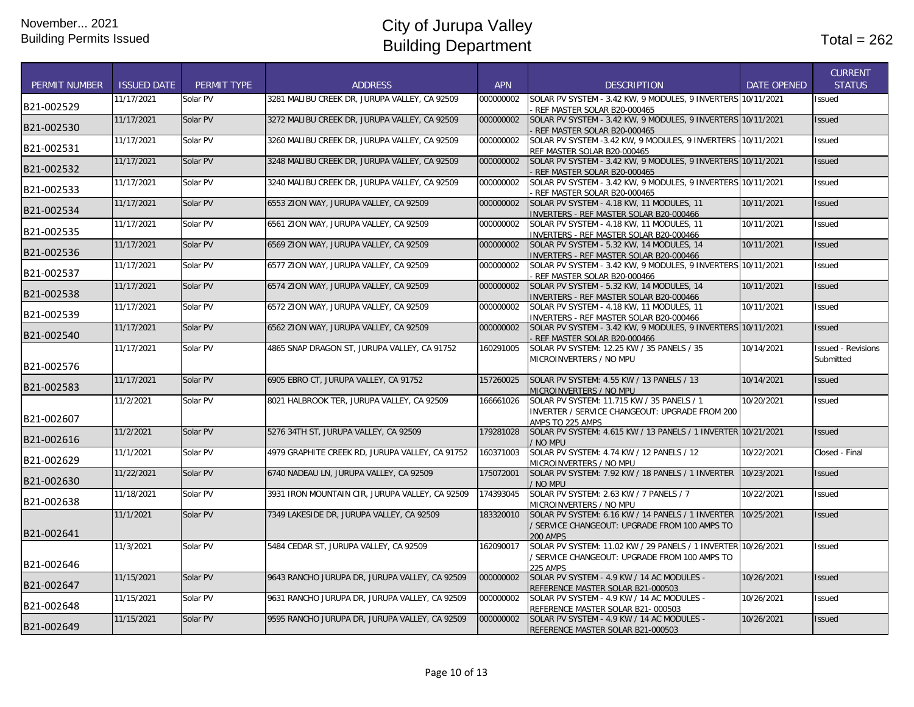November... 2021
Building Permits Issued

# City of Jurupa Valley
# Building Department

Total = 262

| PERMIT NUMBER | ISSUED DATE | PERMIT TYPE | ADDRESS | APN | DESCRIPTION | DATE OPENED | CURRENT STATUS |
|---|---|---|---|---|---|---|---|
| B21-002529 | 11/17/2021 | Solar PV | 3281 MALIBU CREEK DR, JURUPA VALLEY, CA 92509 | 000000002 | SOLAR PV SYSTEM - 3.42 KW, 9 MODULES, 9 INVERTERS - REF MASTER SOLAR B20-000465 | 10/11/2021 | Issued |
| B21-002530 | 11/17/2021 | Solar PV | 3272 MALIBU CREEK DR, JURUPA VALLEY, CA 92509 | 000000002 | SOLAR PV SYSTEM - 3.42 KW, 9 MODULES, 9 INVERTERS - REF MASTER SOLAR B20-000465 | 10/11/2021 | Issued |
| B21-002531 | 11/17/2021 | Solar PV | 3260 MALIBU CREEK DR, JURUPA VALLEY, CA 92509 | 000000002 | SOLAR PV SYSTEM -3.42 KW, 9 MODULES, 9 INVERTERS - REF MASTER SOLAR B20-000465 | 10/11/2021 | Issued |
| B21-002532 | 11/17/2021 | Solar PV | 3248 MALIBU CREEK DR, JURUPA VALLEY, CA 92509 | 000000002 | SOLAR PV SYSTEM - 3.42 KW, 9 MODULES, 9 INVERTERS - REF MASTER SOLAR B20-000465 | 10/11/2021 | Issued |
| B21-002533 | 11/17/2021 | Solar PV | 3240 MALIBU CREEK DR, JURUPA VALLEY, CA 92509 | 000000002 | SOLAR PV SYSTEM - 3.42 KW, 9 MODULES, 9 INVERTERS - REF MASTER SOLAR B20-000465 | 10/11/2021 | Issued |
| B21-002534 | 11/17/2021 | Solar PV | 6553 ZION WAY, JURUPA VALLEY, CA 92509 | 000000002 | SOLAR PV SYSTEM - 4.18 KW, 11 MODULES, 11 INVERTERS - REF MASTER SOLAR B20-000466 | 10/11/2021 | Issued |
| B21-002535 | 11/17/2021 | Solar PV | 6561 ZION WAY, JURUPA VALLEY, CA 92509 | 000000002 | SOLAR PV SYSTEM - 4.18 KW, 11 MODULES, 11 INVERTERS - REF MASTER SOLAR B20-000466 | 10/11/2021 | Issued |
| B21-002536 | 11/17/2021 | Solar PV | 6569 ZION WAY, JURUPA VALLEY, CA 92509 | 000000002 | SOLAR PV SYSTEM - 5.32 KW, 14 MODULES, 14 INVERTERS - REF MASTER SOLAR B20-000466 | 10/11/2021 | Issued |
| B21-002537 | 11/17/2021 | Solar PV | 6577 ZION WAY, JURUPA VALLEY, CA 92509 | 000000002 | SOLAR PV SYSTEM - 3.42 KW, 9 MODULES, 9 INVERTERS - REF MASTER SOLAR B20-000466 | 10/11/2021 | Issued |
| B21-002538 | 11/17/2021 | Solar PV | 6574 ZION WAY, JURUPA VALLEY, CA 92509 | 000000002 | SOLAR PV SYSTEM - 5.32 KW, 14 MODULES, 14 INVERTERS - REF MASTER SOLAR B20-000466 | 10/11/2021 | Issued |
| B21-002539 | 11/17/2021 | Solar PV | 6572 ZION WAY, JURUPA VALLEY, CA 92509 | 000000002 | SOLAR PV SYSTEM - 4.18 KW, 11 MODULES, 11 INVERTERS - REF MASTER SOLAR B20-000466 | 10/11/2021 | Issued |
| B21-002540 | 11/17/2021 | Solar PV | 6562 ZION WAY, JURUPA VALLEY, CA 92509 | 000000002 | SOLAR PV SYSTEM - 3.42 KW, 9 MODULES, 9 INVERTERS - REF MASTER SOLAR B20-000466 | 10/11/2021 | Issued |
| B21-002576 | 11/17/2021 | Solar PV | 4865 SNAP DRAGON ST, JURUPA VALLEY, CA 91752 | 160291005 | SOLAR PV SYSTEM: 12.25 KW / 35 PANELS / 35 MICROINVERTERS / NO MPU | 10/14/2021 | Issued - Revisions Submitted |
| B21-002583 | 11/17/2021 | Solar PV | 6905 EBRO CT, JURUPA VALLEY, CA 91752 | 157260025 | SOLAR PV SYSTEM: 4.55 KW / 13 PANELS / 13 MICROINVERTERS / NO MPU | 10/14/2021 | Issued |
| B21-002607 | 11/2/2021 | Solar PV | 8021 HALBROOK TER, JURUPA VALLEY, CA 92509 | 166661026 | SOLAR PV SYSTEM: 11.715 KW / 35 PANELS / 1 INVERTER / SERVICE CHANGEOUT: UPGRADE FROM 200 AMPS TO 225 AMPS | 10/20/2021 | Issued |
| B21-002616 | 11/2/2021 | Solar PV | 5276 34TH ST, JURUPA VALLEY, CA 92509 | 179281028 | SOLAR PV SYSTEM: 4.615 KW / 13 PANELS / 1 INVERTER / NO MPU | 10/21/2021 | Issued |
| B21-002629 | 11/1/2021 | Solar PV | 4979 GRAPHITE CREEK RD, JURUPA VALLEY, CA 91752 | 160371003 | SOLAR PV SYSTEM: 4.74 KW / 12 PANELS / 12 MICROINVERTERS / NO MPU | 10/22/2021 | Closed - Final |
| B21-002630 | 11/22/2021 | Solar PV | 6740 NADEAU LN, JURUPA VALLEY, CA 92509 | 175072001 | SOLAR PV SYSTEM: 7.92 KW / 18 PANELS / 1 INVERTER / NO MPU | 10/23/2021 | Issued |
| B21-002638 | 11/18/2021 | Solar PV | 3931 IRON MOUNTAIN CIR, JURUPA VALLEY, CA 92509 | 174393045 | SOLAR PV SYSTEM: 2.63 KW / 7 PANELS / 7 MICROINVERTERS / NO MPU | 10/22/2021 | Issued |
| B21-002641 | 11/1/2021 | Solar PV | 7349 LAKESIDE DR, JURUPA VALLEY, CA 92509 | 183320010 | SOLAR PV SYSTEM: 6.16 KW / 14 PANELS / 1 INVERTER / SERVICE CHANGEOUT: UPGRADE FROM 100 AMPS TO 200 AMPS | 10/25/2021 | Issued |
| B21-002646 | 11/3/2021 | Solar PV | 5484 CEDAR ST, JURUPA VALLEY, CA 92509 | 162090017 | SOLAR PV SYSTEM: 11.02 KW / 29 PANELS / 1 INVERTER / SERVICE CHANGEOUT: UPGRADE FROM 100 AMPS TO 225 AMPS | 10/26/2021 | Issued |
| B21-002647 | 11/15/2021 | Solar PV | 9643 RANCHO JURUPA DR, JURUPA VALLEY, CA 92509 | 000000002 | SOLAR PV SYSTEM - 4.9 KW / 14 AC MODULES - REFERENCE MASTER SOLAR B21-000503 | 10/26/2021 | Issued |
| B21-002648 | 11/15/2021 | Solar PV | 9631 RANCHO JURUPA DR, JURUPA VALLEY, CA 92509 | 000000002 | SOLAR PV SYSTEM - 4.9 KW / 14 AC MODULES - REFERENCE MASTER SOLAR B21- 000503 | 10/26/2021 | Issued |
| B21-002649 | 11/15/2021 | Solar PV | 9595 RANCHO JURUPA DR, JURUPA VALLEY, CA 92509 | 000000002 | SOLAR PV SYSTEM - 4.9 KW / 14 AC MODULES - REFERENCE MASTER SOLAR B21-000503 | 10/26/2021 | Issued |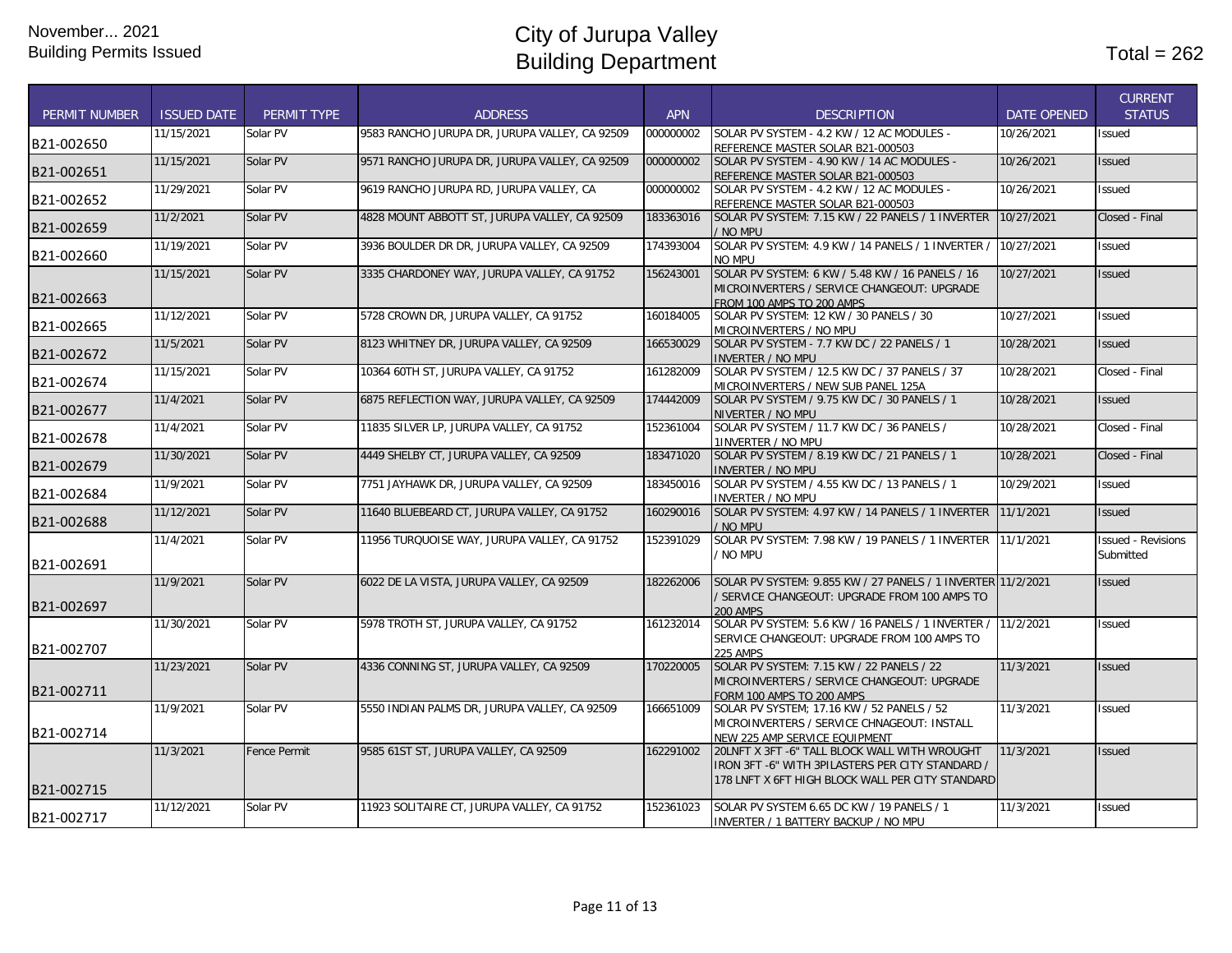November... 2021
Building Permits Issued

# City of Jurupa Valley
# Building Department

Total = 262

| PERMIT NUMBER | ISSUED DATE | PERMIT TYPE | ADDRESS | APN | DESCRIPTION | DATE OPENED | CURRENT STATUS |
|---|---|---|---|---|---|---|---|
| B21-002650 | 11/15/2021 | Solar PV | 9583 RANCHO JURUPA DR, JURUPA VALLEY, CA 92509 | 000000002 | SOLAR PV SYSTEM - 4.2 KW / 12 AC MODULES - REFERENCE MASTER SOLAR B21-000503 | 10/26/2021 | Issued |
| B21-002651 | 11/15/2021 | Solar PV | 9571 RANCHO JURUPA DR, JURUPA VALLEY, CA 92509 | 000000002 | SOLAR PV SYSTEM - 4.90 KW / 14 AC MODULES - REFERENCE MASTER SOLAR B21-000503 | 10/26/2021 | Issued |
| B21-002652 | 11/29/2021 | Solar PV | 9619 RANCHO JURUPA RD, JURUPA VALLEY, CA | 000000002 | SOLAR PV SYSTEM - 4.2 KW / 12 AC MODULES - REFERENCE MASTER SOLAR B21-000503 | 10/26/2021 | Issued |
| B21-002659 | 11/2/2021 | Solar PV | 4828 MOUNT ABBOTT ST, JURUPA VALLEY, CA 92509 | 183363016 | SOLAR PV SYSTEM: 7.15 KW / 22 PANELS / 1 INVERTER / NO MPU | 10/27/2021 | Closed - Final |
| B21-002660 | 11/19/2021 | Solar PV | 3936 BOULDER DR DR, JURUPA VALLEY, CA 92509 | 174393004 | SOLAR PV SYSTEM: 4.9 KW / 14 PANELS / 1 INVERTER / NO MPU | 10/27/2021 | Issued |
| B21-002663 | 11/15/2021 | Solar PV | 3335 CHARDONEY WAY, JURUPA VALLEY, CA 91752 | 156243001 | SOLAR PV SYSTEM: 6 KW / 5.48 KW / 16 PANELS / 16 MICROINVERTERS / SERVICE CHANGEOUT: UPGRADE FROM 100 AMPS TO 200 AMPS | 10/27/2021 | Issued |
| B21-002665 | 11/12/2021 | Solar PV | 5728 CROWN DR, JURUPA VALLEY, CA 91752 | 160184005 | SOLAR PV SYSTEM: 12 KW / 30 PANELS / 30 MICROINVERTERS / NO MPU | 10/27/2021 | Issued |
| B21-002672 | 11/5/2021 | Solar PV | 8123 WHITNEY DR, JURUPA VALLEY, CA 92509 | 166530029 | SOLAR PV SYSTEM - 7.7 KW DC / 22 PANELS / 1 INVERTER / NO MPU | 10/28/2021 | Issued |
| B21-002674 | 11/15/2021 | Solar PV | 10364 60TH ST, JURUPA VALLEY, CA 91752 | 161282009 | SOLAR PV SYSTEM / 12.5 KW DC / 37 PANELS / 37 MICROINVERTERS / NEW SUB PANEL 125A | 10/28/2021 | Closed - Final |
| B21-002677 | 11/4/2021 | Solar PV | 6875 REFLECTION WAY, JURUPA VALLEY, CA 92509 | 174442009 | SOLAR PV SYSTEM / 9.75 KW DC / 30 PANELS / 1 NIVERTER / NO MPU | 10/28/2021 | Issued |
| B21-002678 | 11/4/2021 | Solar PV | 11835 SILVER LP, JURUPA VALLEY, CA 91752 | 152361004 | SOLAR PV SYSTEM / 11.7 KW DC / 36 PANELS / 1INVERTER / NO MPU | 10/28/2021 | Closed - Final |
| B21-002679 | 11/30/2021 | Solar PV | 4449 SHELBY CT, JURUPA VALLEY, CA 92509 | 183471020 | SOLAR PV SYSTEM / 8.19 KW DC / 21 PANELS / 1 INVERTER / NO MPU | 10/28/2021 | Closed - Final |
| B21-002684 | 11/9/2021 | Solar PV | 7751 JAYHAWK DR, JURUPA VALLEY, CA 92509 | 183450016 | SOLAR PV SYSTEM / 4.55 KW DC / 13 PANELS / 1 INVERTER / NO MPU | 10/29/2021 | Issued |
| B21-002688 | 11/12/2021 | Solar PV | 11640 BLUEBEARD CT, JURUPA VALLEY, CA 91752 | 160290016 | SOLAR PV SYSTEM: 4.97 KW / 14 PANELS / 1 INVERTER / NO MPU | 11/1/2021 | Issued |
| B21-002691 | 11/4/2021 | Solar PV | 11956 TURQUOISE WAY, JURUPA VALLEY, CA 91752 | 152391029 | SOLAR PV SYSTEM: 7.98 KW / 19 PANELS / 1 INVERTER / NO MPU | 11/1/2021 | Issued - Revisions Submitted |
| B21-002697 | 11/9/2021 | Solar PV | 6022 DE LA VISTA, JURUPA VALLEY, CA 92509 | 182262006 | SOLAR PV SYSTEM: 9.855 KW / 27 PANELS / 1 INVERTER / SERVICE CHANGEOUT: UPGRADE FROM 100 AMPS TO 200 AMPS | 11/2/2021 | Issued |
| B21-002707 | 11/30/2021 | Solar PV | 5978 TROTH ST, JURUPA VALLEY, CA 91752 | 161232014 | SOLAR PV SYSTEM: 5.6 KW / 16 PANELS / 1 INVERTER / SERVICE CHANGEOUT: UPGRADE FROM 100 AMPS TO 225 AMPS | 11/2/2021 | Issued |
| B21-002711 | 11/23/2021 | Solar PV | 4336 CONNING ST, JURUPA VALLEY, CA 92509 | 170220005 | SOLAR PV SYSTEM: 7.15 KW / 22 PANELS / 22 MICROINVERTERS / SERVICE CHANGEOUT: UPGRADE FORM 100 AMPS TO 200 AMPS | 11/3/2021 | Issued |
| B21-002714 | 11/9/2021 | Solar PV | 5550 INDIAN PALMS DR, JURUPA VALLEY, CA 92509 | 166651009 | SOLAR PV SYSTEM; 17.16 KW / 52 PANELS / 52 MICROINVERTERS / SERVICE CHNAGEOUT: INSTALL NEW 225 AMP SERVICE EQUIPMENT | 11/3/2021 | Issued |
| B21-002715 | 11/3/2021 | Fence Permit | 9585 61ST ST, JURUPA VALLEY, CA 92509 | 162291002 | 20LNFT X 3FT -6" TALL BLOCK WALL WITH WROUGHT IRON 3FT -6" WITH 3PILASTERS PER CITY STANDARD / 178 LNFT X 6FT HIGH BLOCK WALL PER CITY STANDARD | 11/3/2021 | Issued |
| B21-002717 | 11/12/2021 | Solar PV | 11923 SOLITAIRE CT, JURUPA VALLEY, CA 91752 | 152361023 | SOLAR PV SYSTEM 6.65 DC KW / 19 PANELS / 1 INVERTER / 1 BATTERY BACKUP / NO MPU | 11/3/2021 | Issued |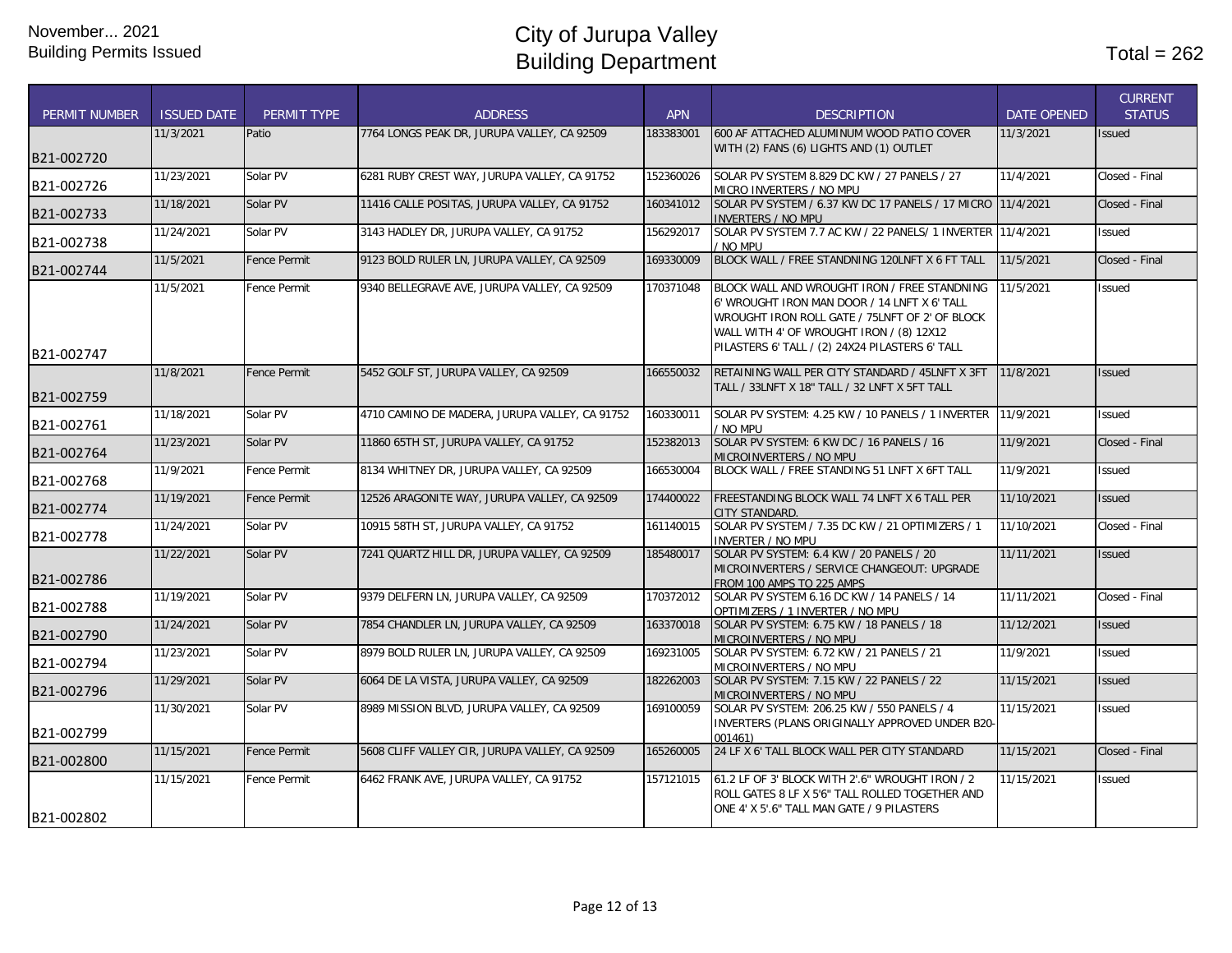November... 2021
Building Permits Issued

# City of Jurupa Valley
# Building Department

Total = 262

| PERMIT NUMBER | ISSUED DATE | PERMIT TYPE | ADDRESS | APN | DESCRIPTION | DATE OPENED | CURRENT STATUS |
|---|---|---|---|---|---|---|---|
| B21-002720 | 11/3/2021 | Patio | 7764 LONGS PEAK DR, JURUPA VALLEY, CA 92509 | 183383001 | 600 AF ATTACHED ALUMINUM WOOD PATIO COVER WITH (2) FANS (6) LIGHTS AND (1) OUTLET | 11/3/2021 | Issued |
| B21-002726 | 11/23/2021 | Solar PV | 6281 RUBY CREST WAY, JURUPA VALLEY, CA 91752 | 152360026 | SOLAR PV SYSTEM 8.829 DC KW / 27 PANELS / 27 MICRO INVERTERS / NO MPU | 11/4/2021 | Closed - Final |
| B21-002733 | 11/18/2021 | Solar PV | 11416 CALLE POSITAS, JURUPA VALLEY, CA 91752 | 160341012 | SOLAR PV SYSTEM / 6.37 KW DC 17 PANELS / 17 MICRO INVERTERS / NO MPU | 11/4/2021 | Closed - Final |
| B21-002738 | 11/24/2021 | Solar PV | 3143 HADLEY DR, JURUPA VALLEY, CA 91752 | 156292017 | SOLAR PV SYSTEM 7.7 AC KW / 22 PANELS/ 1 INVERTER / NO MPU | 11/4/2021 | Issued |
| B21-002744 | 11/5/2021 | Fence Permit | 9123 BOLD RULER LN, JURUPA VALLEY, CA 92509 | 169330009 | BLOCK WALL / FREE STANDNING 120LNFT X 6 FT TALL | 11/5/2021 | Closed - Final |
| B21-002747 | 11/5/2021 | Fence Permit | 9340 BELLEGRAVE AVE, JURUPA VALLEY, CA 92509 | 170371048 | BLOCK WALL AND WROUGHT IRON / FREE STANDNING 6' WROUGHT IRON MAN DOOR / 14 LNFT X 6' TALL WROUGHT IRON ROLL GATE / 75LNFT OF 2' OF BLOCK WALL WITH 4' OF WROUGHT IRON / (8) 12X12 PILASTERS 6' TALL / (2) 24X24 PILASTERS 6' TALL | 11/5/2021 | Issued |
| B21-002759 | 11/8/2021 | Fence Permit | 5452 GOLF ST, JURUPA VALLEY, CA 92509 | 166550032 | RETAINING WALL PER CITY STANDARD / 45LNFT X 3FT TALL / 33LNFT X 18" TALL / 32 LNFT X 5FT TALL | 11/8/2021 | Issued |
| B21-002761 | 11/18/2021 | Solar PV | 4710 CAMINO DE MADERA, JURUPA VALLEY, CA 91752 | 160330011 | SOLAR PV SYSTEM: 4.25 KW / 10 PANELS / 1 INVERTER / NO MPU | 11/9/2021 | Issued |
| B21-002764 | 11/23/2021 | Solar PV | 11860 65TH ST, JURUPA VALLEY, CA 91752 | 152382013 | SOLAR PV SYSTEM: 6 KW DC / 16 PANELS / 16 MICROINVERTERS / NO MPU | 11/9/2021 | Closed - Final |
| B21-002768 | 11/9/2021 | Fence Permit | 8134 WHITNEY DR, JURUPA VALLEY, CA 92509 | 166530004 | BLOCK WALL / FREE STANDING 51 LNFT X 6FT TALL | 11/9/2021 | Issued |
| B21-002774 | 11/19/2021 | Fence Permit | 12526 ARAGONITE WAY, JURUPA VALLEY, CA 92509 | 174400022 | FREESTANDING BLOCK WALL 74 LNFT X 6 TALL PER CITY STANDARD. | 11/10/2021 | Issued |
| B21-002778 | 11/24/2021 | Solar PV | 10915 58TH ST, JURUPA VALLEY, CA 91752 | 161140015 | SOLAR PV SYSTEM / 7.35 DC KW / 21 OPTIMIZERS / 1 INVERTER / NO MPU | 11/10/2021 | Closed - Final |
| B21-002786 | 11/22/2021 | Solar PV | 7241 QUARTZ HILL DR, JURUPA VALLEY, CA 92509 | 185480017 | SOLAR PV SYSTEM: 6.4 KW / 20 PANELS / 20 MICROINVERTERS / SERVICE CHANGEOUT: UPGRADE FROM 100 AMPS TO 225 AMPS | 11/11/2021 | Issued |
| B21-002788 | 11/19/2021 | Solar PV | 9379 DELFERN LN, JURUPA VALLEY, CA 92509 | 170372012 | SOLAR PV SYSTEM 6.16 DC KW / 14 PANELS / 14 OPTIMIZERS / 1 INVERTER / NO MPU | 11/11/2021 | Closed - Final |
| B21-002790 | 11/24/2021 | Solar PV | 7854 CHANDLER LN, JURUPA VALLEY, CA 92509 | 163370018 | SOLAR PV SYSTEM: 6.75 KW / 18 PANELS / 18 MICROINVERTERS / NO MPU | 11/12/2021 | Issued |
| B21-002794 | 11/23/2021 | Solar PV | 8979 BOLD RULER LN, JURUPA VALLEY, CA 92509 | 169231005 | SOLAR PV SYSTEM: 6.72 KW / 21 PANELS / 21 MICROINVERTERS / NO MPU | 11/9/2021 | Issued |
| B21-002796 | 11/29/2021 | Solar PV | 6064 DE LA VISTA, JURUPA VALLEY, CA 92509 | 182262003 | SOLAR PV SYSTEM: 7.15 KW / 22 PANELS / 22 MICROINVERTERS / NO MPU | 11/15/2021 | Issued |
| B21-002799 | 11/30/2021 | Solar PV | 8989 MISSION BLVD, JURUPA VALLEY, CA 92509 | 169100059 | SOLAR PV SYSTEM: 206.25 KW / 550 PANELS / 4 INVERTERS (PLANS ORIGINALLY APPROVED UNDER B20-001461) | 11/15/2021 | Issued |
| B21-002800 | 11/15/2021 | Fence Permit | 5608 CLIFF VALLEY CIR, JURUPA VALLEY, CA 92509 | 165260005 | 24 LF X 6' TALL BLOCK WALL PER CITY STANDARD | 11/15/2021 | Closed - Final |
| B21-002802 | 11/15/2021 | Fence Permit | 6462 FRANK AVE, JURUPA VALLEY, CA 91752 | 157121015 | 61.2 LF OF 3' BLOCK WITH 2'.6" WROUGHT IRON / 2 ROLL GATES 8 LF X 5'6" TALL ROLLED TOGETHER AND ONE 4' X 5'.6" TALL MAN GATE / 9 PILASTERS | 11/15/2021 | Issued |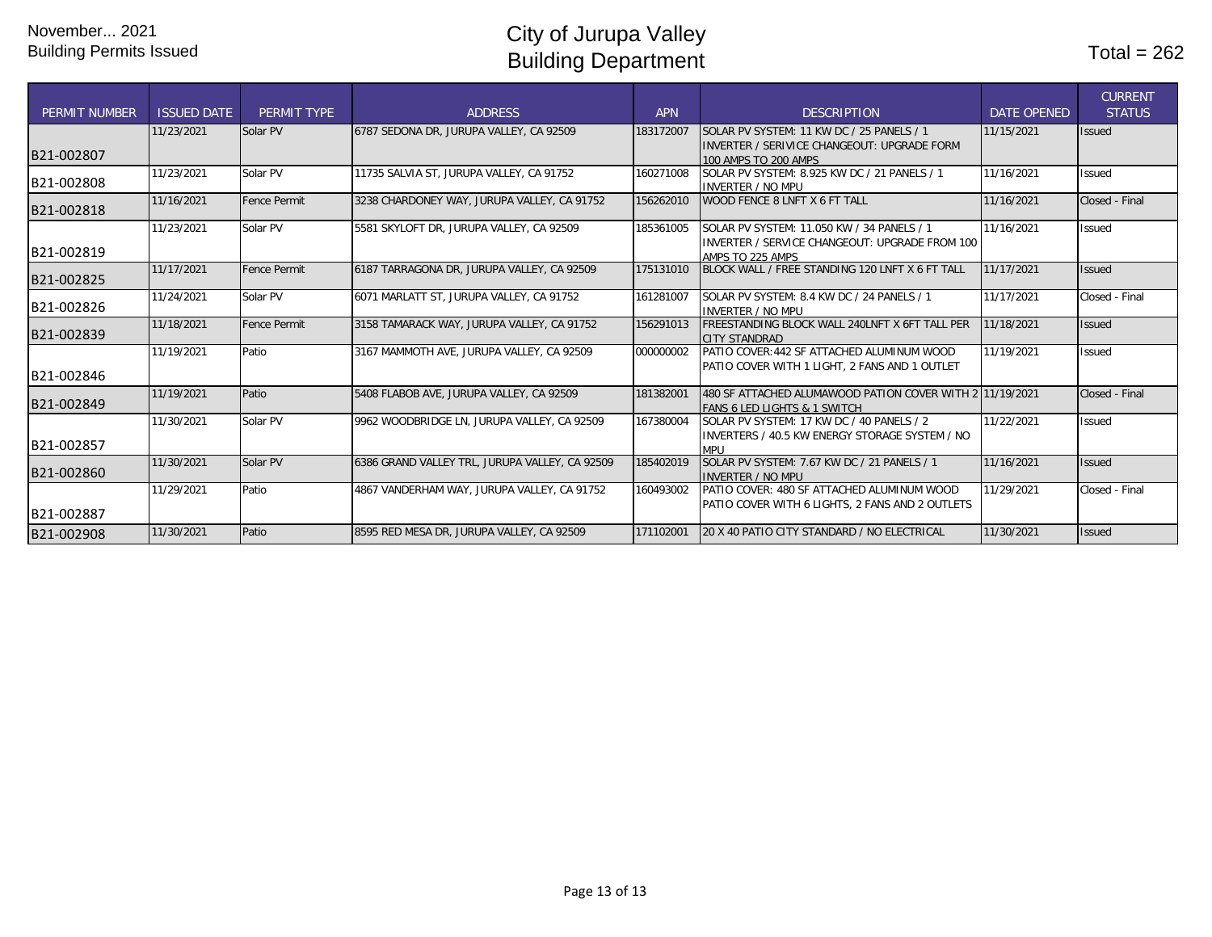November... 2021
Building Permits Issued

# City of Jurupa Valley
# Building Department

Total = 262

| PERMIT NUMBER | ISSUED DATE | PERMIT TYPE | ADDRESS | APN | DESCRIPTION | DATE OPENED | CURRENT STATUS |
|---|---|---|---|---|---|---|---|
| B21-002807 | 11/23/2021 | Solar PV | 6787 SEDONA DR, JURUPA VALLEY, CA 92509 | 183172007 | SOLAR PV SYSTEM: 11 KW DC / 25 PANELS / 1 INVERTER / SERIVICE CHANGEOUT: UPGRADE FORM 100 AMPS TO 200 AMPS | 11/15/2021 | Issued |
| B21-002808 | 11/23/2021 | Solar PV | 11735 SALVIA ST, JURUPA VALLEY, CA 91752 | 160271008 | SOLAR PV SYSTEM: 8.925 KW DC / 21 PANELS / 1 INVERTER / NO MPU | 11/16/2021 | Issued |
| B21-002818 | 11/16/2021 | Fence Permit | 3238 CHARDONEY WAY, JURUPA VALLEY, CA 91752 | 156262010 | WOOD FENCE 8 LNFT X 6 FT TALL | 11/16/2021 | Closed - Final |
| B21-002819 | 11/23/2021 | Solar PV | 5581 SKYLOFT DR, JURUPA VALLEY, CA 92509 | 185361005 | SOLAR PV SYSTEM: 11.050 KW / 34 PANELS / 1 INVERTER / SERVICE CHANGEOUT: UPGRADE FROM 100 AMPS TO 225 AMPS | 11/16/2021 | Issued |
| B21-002825 | 11/17/2021 | Fence Permit | 6187 TARRAGONA DR, JURUPA VALLEY, CA 92509 | 175131010 | BLOCK WALL / FREE STANDING 120 LNFT X 6 FT TALL | 11/17/2021 | Issued |
| B21-002826 | 11/24/2021 | Solar PV | 6071 MARLATT ST, JURUPA VALLEY, CA 91752 | 161281007 | SOLAR PV SYSTEM: 8.4 KW DC / 24 PANELS / 1 INVERTER / NO MPU | 11/17/2021 | Closed - Final |
| B21-002839 | 11/18/2021 | Fence Permit | 3158 TAMARACK WAY, JURUPA VALLEY, CA 91752 | 156291013 | FREESTANDING BLOCK WALL 240LNFT X 6FT TALL PER CITY STANDRAD | 11/18/2021 | Issued |
| B21-002846 | 11/19/2021 | Patio | 3167 MAMMOTH AVE, JURUPA VALLEY, CA 92509 | 000000002 | PATIO COVER:442 SF ATTACHED ALUMINUM WOOD PATIO COVER WITH 1 LIGHT, 2 FANS AND 1 OUTLET | 11/19/2021 | Issued |
| B21-002849 | 11/19/2021 | Patio | 5408 FLABOB AVE, JURUPA VALLEY, CA 92509 | 181382001 | 480 SF ATTACHED ALUMAWOOD PATION COVER WITH 2 FANS 6 LED LIGHTS & 1 SWITCH | 11/19/2021 | Closed - Final |
| B21-002857 | 11/30/2021 | Solar PV | 9962 WOODBRIDGE LN, JURUPA VALLEY, CA 92509 | 167380004 | SOLAR PV SYSTEM: 17 KW DC / 40 PANELS / 2 INVERTERS / 40.5 KW ENERGY STORAGE SYSTEM / NO MPU | 11/22/2021 | Issued |
| B21-002860 | 11/30/2021 | Solar PV | 6386 GRAND VALLEY TRL, JURUPA VALLEY, CA 92509 | 185402019 | SOLAR PV SYSTEM: 7.67 KW DC / 21 PANELS / 1 INVERTER / NO MPU | 11/16/2021 | Issued |
| B21-002887 | 11/29/2021 | Patio | 4867 VANDERHAM WAY, JURUPA VALLEY, CA 91752 | 160493002 | PATIO COVER: 480 SF ATTACHED ALUMINUM WOOD PATIO COVER WITH 6 LIGHTS, 2 FANS AND 2 OUTLETS | 11/29/2021 | Closed - Final |
| B21-002908 | 11/30/2021 | Patio | 8595 RED MESA DR, JURUPA VALLEY, CA 92509 | 171102001 | 20 X 40 PATIO CITY STANDARD / NO ELECTRICAL | 11/30/2021 | Issued |